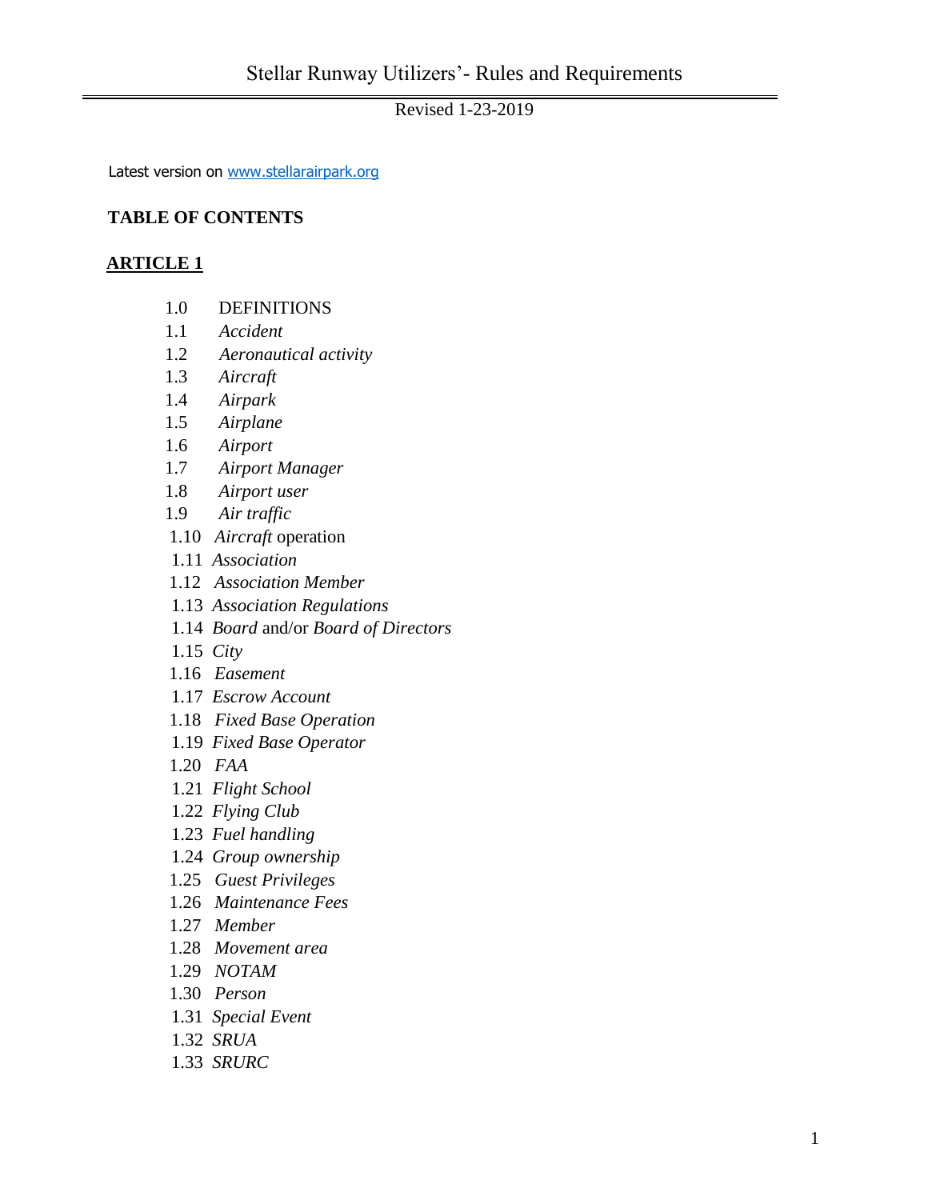# Stellar Runway Utilizers'- Rules and Requirements

Revised 1-23-2019

Latest version on [www.stellarairpark.org](http://www.stellarairpark.org)

**TABLE OF CONTENTS**

**ARTICLE 1**

1.0 DEFINITIONS
1.1 *Accident*
1.2 *Aeronautical activity*
1.3 *Aircraft*
1.4 *Airpark*
1.5 *Airplane*
1.6 *Airport*
1.7 *Airport Manager*
1.8 *Airport user*
1.9 *Air traffic*
1.10 *Aircraft* operation
1.11 *Association*
1.12 *Association Member*
1.13 *Association Regulations*
1.14 *Board* and/or *Board of Directors*
1.15 *City*
1.16 *Easement*
1.17 *Escrow Account*
1.18 *Fixed Base Operation*
1.19 *Fixed Base Operator*
1.20 *FAA*
1.21 *Flight School*
1.22 *Flying Club*
1.23 *Fuel handling*
1.24 *Group ownership*
1.25 *Guest Privileges*
1.26 *Maintenance Fees*
1.27 *Member*
1.28 *Movement area*
1.29 *NOTAM*
1.30 *Person*
1.31 *Special Event*
1.32 *SRUA*
1.33 *SRURC*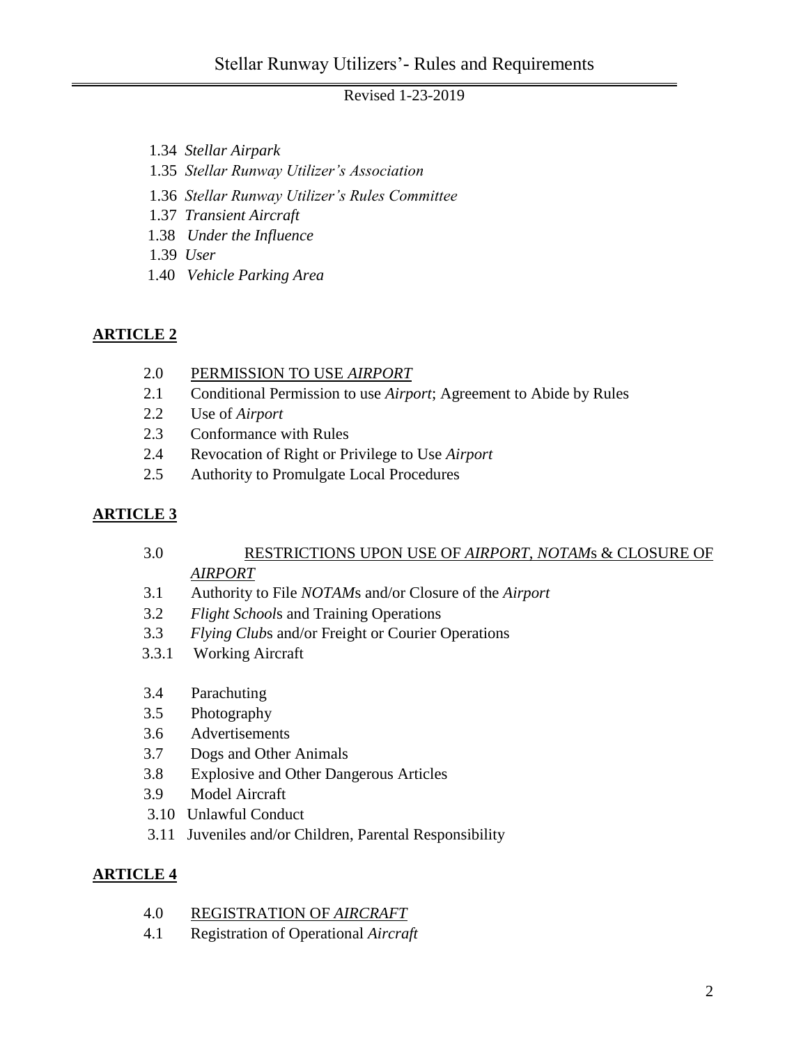1.34 *Stellar Airpark*
1.35 *Stellar Runway Utilizer's Association*
1.36 *Stellar Runway Utilizer's Rules Committee*
1.37 *Transient Aircraft*
1.38 *Under the Influence*
1.39 *User*
1.40 *Vehicle Parking Area*

## ARTICLE 2

2.0 PERMISSION TO USE *AIRPORT*
2.1 Conditional Permission to use *Airport*; Agreement to Abide by Rules
2.2 Use of *Airport*
2.3 Conformance with Rules
2.4 Revocation of Right or Privilege to Use *Airport*
2.5 Authority to Promulgate Local Procedures

## ARTICLE 3

3.0 RESTRICTIONS UPON USE OF *AIRPORT*, *NOTAM*s & CLOSURE OF *AIRPORT*
3.1 Authority to File *NOTAM*s and/or Closure of the *Airport*
3.2 *Flight School*s and Training Operations
3.3 *Flying Club*s and/or Freight or Courier Operations
3.3.1 Working Aircraft

3.4 Parachuting
3.5 Photography
3.6 Advertisements
3.7 Dogs and Other Animals
3.8 Explosive and Other Dangerous Articles
3.9 Model Aircraft
3.10 Unlawful Conduct
3.11 Juveniles and/or Children, Parental Responsibility

## ARTICLE 4

4.0 REGISTRATION OF *AIRCRAFT*
4.1 Registration of Operational *Aircraft*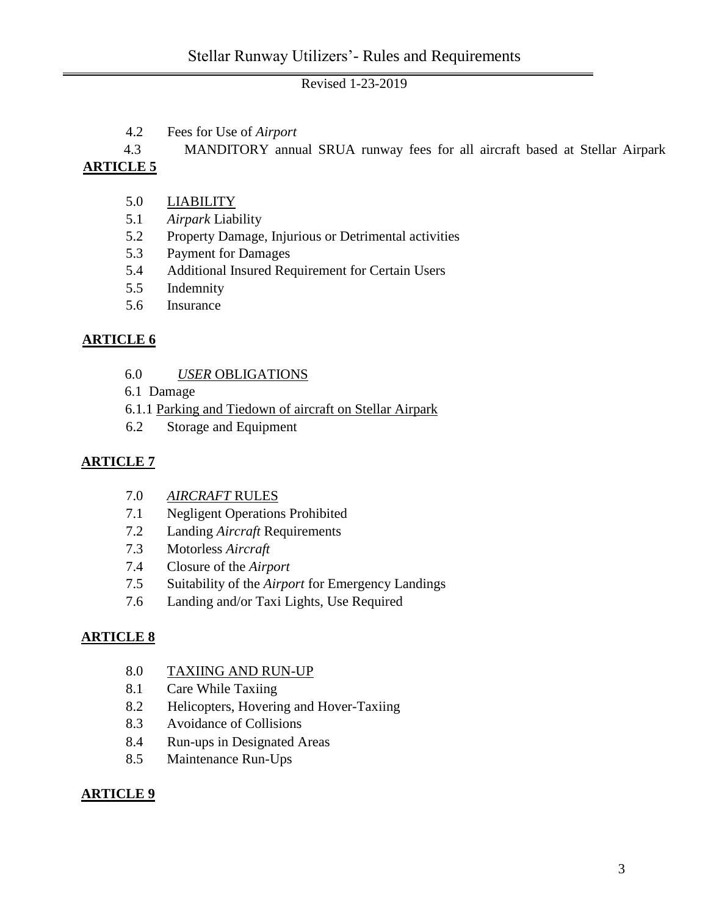4.2 Fees for Use of *Airport*

4.3 MANDITORY annual SRUA runway fees for all aircraft based at Stellar Airpark

**ARTICLE 5**

5.0 LIABILITY
5.1 *Airpark* Liability
5.2 Property Damage, Injurious or Detrimental activities
5.3 Payment for Damages
5.4 Additional Insured Requirement for Certain Users
5.5 Indemnity
5.6 Insurance

**ARTICLE 6**

6.0 *USER* OBLIGATIONS
6.1 Damage
6.1.1 Parking and Tiedown of aircraft on Stellar Airpark
6.2 Storage and Equipment

**ARTICLE 7**

7.0 *AIRCRAFT* RULES
7.1 Negligent Operations Prohibited
7.2 Landing *Aircraft* Requirements
7.3 Motorless *Aircraft*
7.4 Closure of the *Airport*
7.5 Suitability of the *Airport* for Emergency Landings
7.6 Landing and/or Taxi Lights, Use Required

**ARTICLE 8**

8.0 TAXIING AND RUN-UP
8.1 Care While Taxiing
8.2 Helicopters, Hovering and Hover-Taxiing
8.3 Avoidance of Collisions
8.4 Run-ups in Designated Areas
8.5 Maintenance Run-Ups

**ARTICLE 9**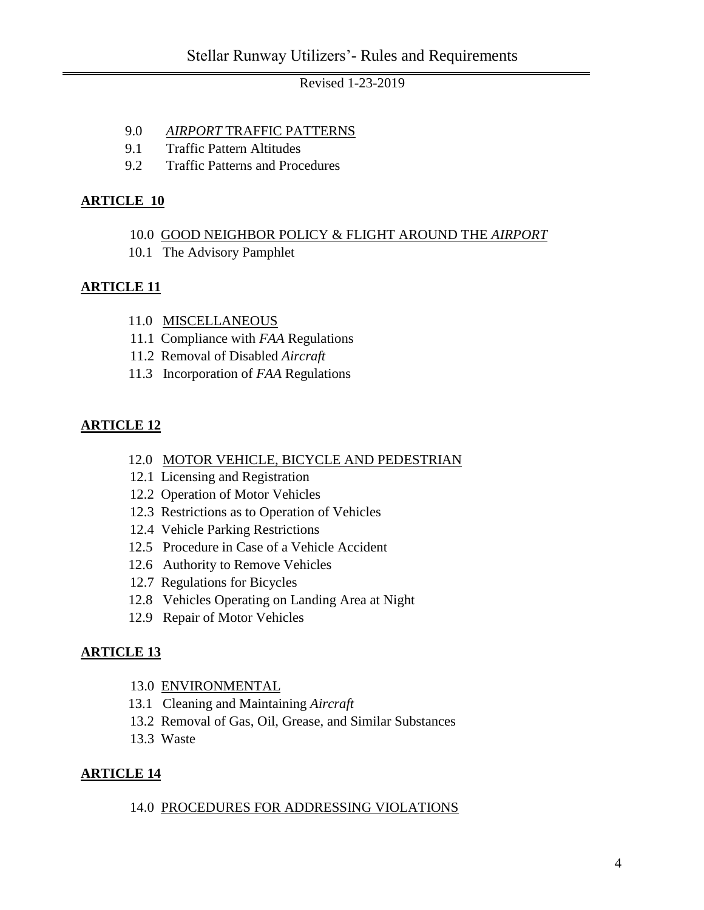9.0 *AIRPORT* TRAFFIC PATTERNS
9.1 Traffic Pattern Altitudes
9.2 Traffic Patterns and Procedures

**ARTICLE 10**

10.0 GOOD NEIGHBOR POLICY & FLIGHT AROUND THE *AIRPORT*
10.1 The Advisory Pamphlet

**ARTICLE 11**

11.0 MISCELLANEOUS
11.1 Compliance with *FAA* Regulations
11.2 Removal of Disabled *Aircraft*
11.3 Incorporation of *FAA* Regulations

**ARTICLE 12**

12.0 MOTOR VEHICLE, BICYCLE AND PEDESTRIAN
12.1 Licensing and Registration
12.2 Operation of Motor Vehicles
12.3 Restrictions as to Operation of Vehicles
12.4 Vehicle Parking Restrictions
12.5 Procedure in Case of a Vehicle Accident
12.6 Authority to Remove Vehicles
12.7 Regulations for Bicycles
12.8 Vehicles Operating on Landing Area at Night
12.9 Repair of Motor Vehicles

**ARTICLE 13**

13.0 ENVIRONMENTAL
13.1 Cleaning and Maintaining *Aircraft*
13.2 Removal of Gas, Oil, Grease, and Similar Substances
13.3 Waste

**ARTICLE 14**

14.0 PROCEDURES FOR ADDRESSING VIOLATIONS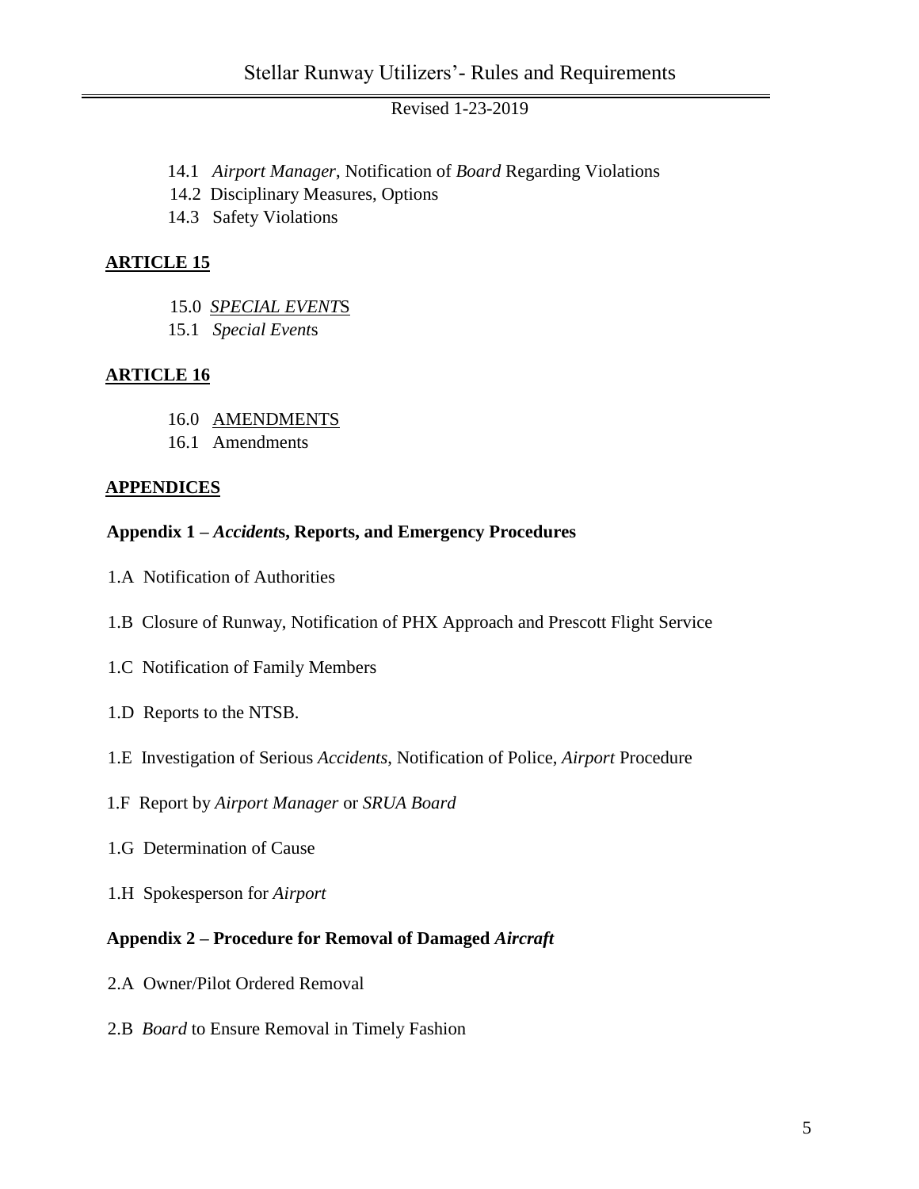14.1 *Airport Manager*, Notification of *Board* Regarding Violations
14.2 Disciplinary Measures, Options
14.3 Safety Violations

**ARTICLE 15**

15.0 *SPECIAL EVENT*S
15.1 *Special Event*s

**ARTICLE 16**

16.0 AMENDMENTS
16.1 Amendments

**APPENDICES**

**Appendix 1 – *Accident*s, Reports, and Emergency Procedures**

1.A Notification of Authorities

1.B Closure of Runway, Notification of PHX Approach and Prescott Flight Service

1.C Notification of Family Members

1.D Reports to the NTSB.

1.E Investigation of Serious *Accidents*, Notification of Police, *Airport* Procedure

1.F Report by *Airport Manager* or *SRUA Board*

1.G Determination of Cause

1.H Spokesperson for *Airport*

**Appendix 2 – Procedure for Removal of Damaged *Aircraft***

2.A Owner/Pilot Ordered Removal

2.B *Board* to Ensure Removal in Timely Fashion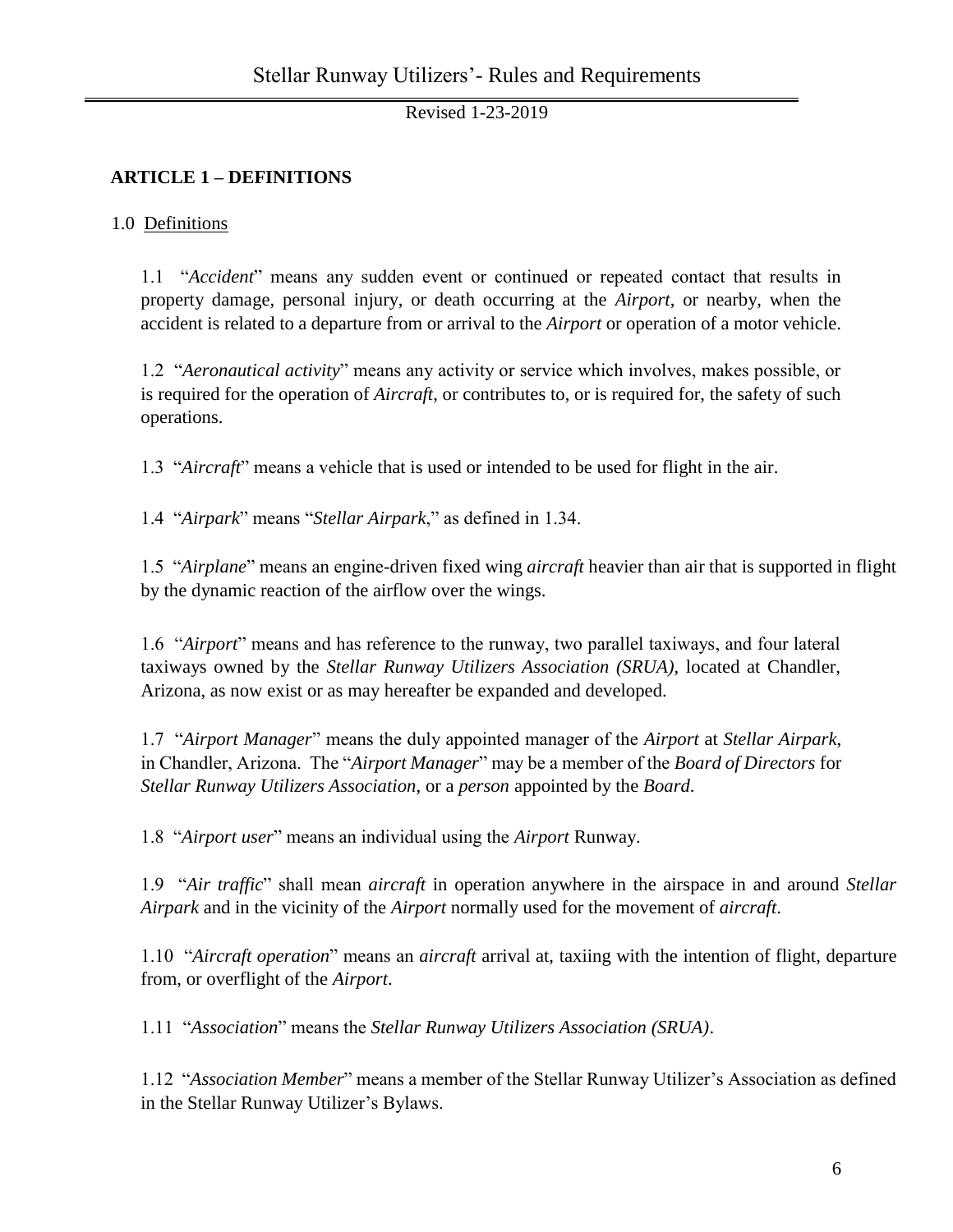## ARTICLE 1 – DEFINITIONS

1.0 Definitions

1.1 "*Accident*" means any sudden event or continued or repeated contact that results in property damage, personal injury, or death occurring at the *Airport*, or nearby, when the accident is related to a departure from or arrival to the *Airport* or operation of a motor vehicle.

1.2 "*Aeronautical activity*" means any activity or service which involves, makes possible, or is required for the operation of *Aircraft*, or contributes to, or is required for, the safety of such operations.

1.3 "*Aircraft*" means a vehicle that is used or intended to be used for flight in the air.

1.4 "*Airpark*" means "*Stellar Airpark*," as defined in 1.34.

1.5 "*Airplane*" means an engine-driven fixed wing *aircraft* heavier than air that is supported in flight by the dynamic reaction of the airflow over the wings.

1.6 "*Airport*" means and has reference to the runway, two parallel taxiways, and four lateral taxiways owned by the *Stellar Runway Utilizers Association (SRUA)*, located at Chandler, Arizona, as now exist or as may hereafter be expanded and developed.

1.7 "*Airport Manager*" means the duly appointed manager of the *Airport* at *Stellar Airpark*, in Chandler, Arizona. The "*Airport Manager*" may be a member of the *Board of Directors* for *Stellar Runway Utilizers Association*, or a *person* appointed by the *Board*.

1.8 "*Airport user*" means an individual using the *Airport* Runway.

1.9 "*Air traffic*" shall mean *aircraft* in operation anywhere in the airspace in and around *Stellar Airpark* and in the vicinity of the *Airport* normally used for the movement of *aircraft*.

1.10 "*Aircraft operation*" means an *aircraft* arrival at, taxiing with the intention of flight, departure from, or overflight of the *Airport*.

1.11 "*Association*" means the *Stellar Runway Utilizers Association (SRUA)*.

1.12 "*Association Member*" means a member of the Stellar Runway Utilizer's Association as defined in the Stellar Runway Utilizer's Bylaws.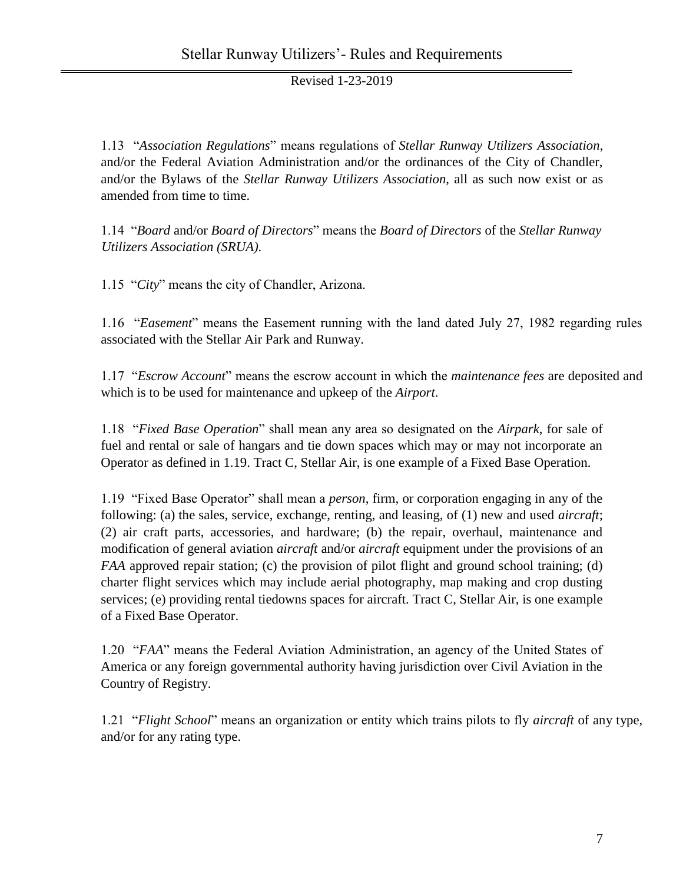1.13 "*Association Regulations*" means regulations of *Stellar Runway Utilizers Association*, and/or the Federal Aviation Administration and/or the ordinances of the City of Chandler, and/or the Bylaws of the *Stellar Runway Utilizers Association*, all as such now exist or as amended from time to time.

1.14 "*Board* and/or *Board of Directors*" means the *Board of Directors* of the *Stellar Runway Utilizers Association (SRUA).*

1.15 "*City*" means the city of Chandler, Arizona.

1.16 "*Easement*" means the Easement running with the land dated July 27, 1982 regarding rules associated with the Stellar Air Park and Runway.

1.17 "*Escrow Account*" means the escrow account in which the *maintenance fees* are deposited and which is to be used for maintenance and upkeep of the *Airport*.

1.18 "*Fixed Base Operation*" shall mean any area so designated on the *Airpark*, for sale of fuel and rental or sale of hangars and tie down spaces which may or may not incorporate an Operator as defined in 1.19. Tract C, Stellar Air, is one example of a Fixed Base Operation.

1.19 "Fixed Base Operator" shall mean a *person*, firm, or corporation engaging in any of the following: (a) the sales, service, exchange, renting, and leasing, of (1) new and used *aircraft*; (2) air craft parts, accessories, and hardware; (b) the repair, overhaul, maintenance and modification of general aviation *aircraft* and/or *aircraft* equipment under the provisions of an *FAA* approved repair station; (c) the provision of pilot flight and ground school training; (d) charter flight services which may include aerial photography, map making and crop dusting services; (e) providing rental tiedowns spaces for aircraft. Tract C, Stellar Air, is one example of a Fixed Base Operator.

1.20 "*FAA*" means the Federal Aviation Administration, an agency of the United States of America or any foreign governmental authority having jurisdiction over Civil Aviation in the Country of Registry.

1.21 "*Flight School*" means an organization or entity which trains pilots to fly *aircraft* of any type, and/or for any rating type.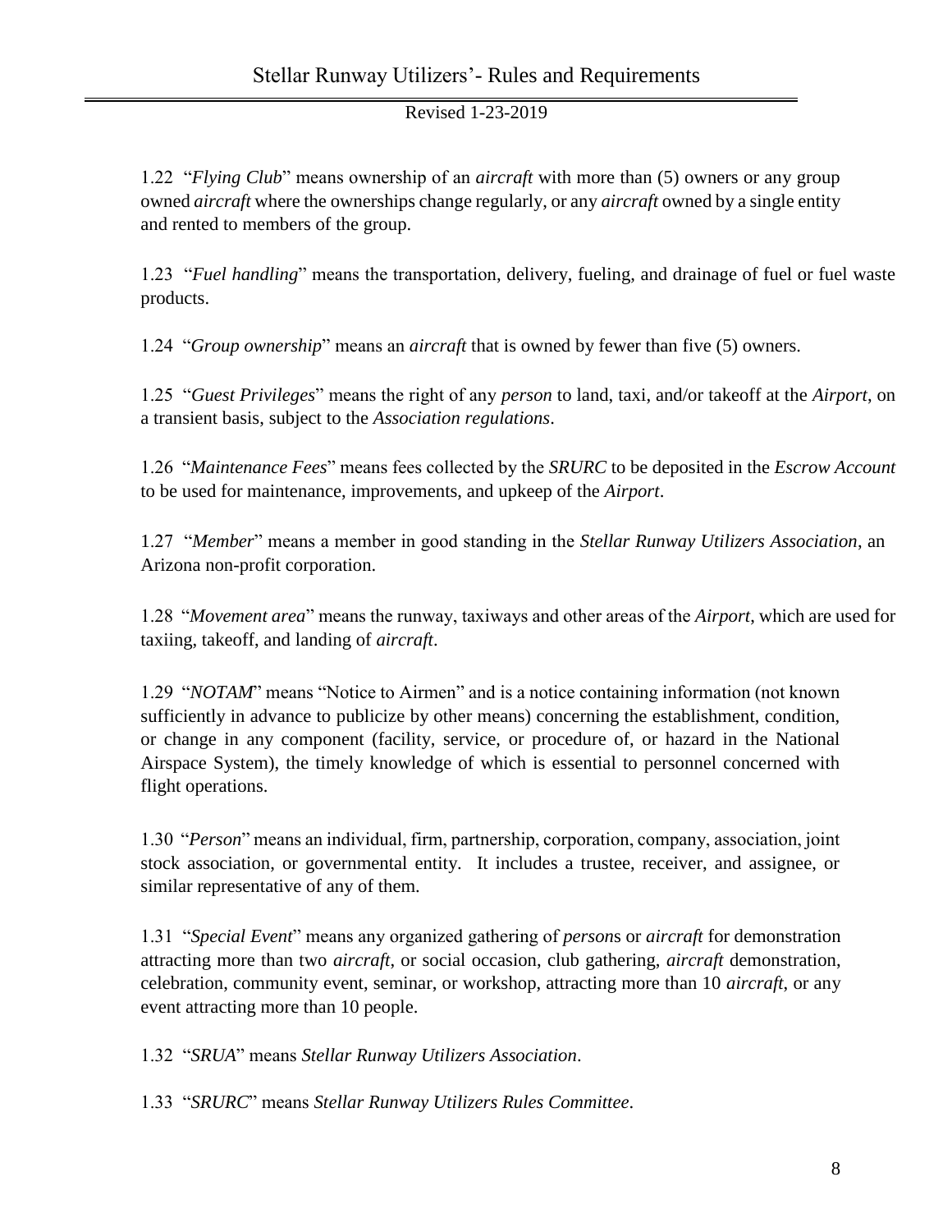1.22 "*Flying Club*" means ownership of an *aircraft* with more than (5) owners or any group owned *aircraft* where the ownerships change regularly, or any *aircraft* owned by a single entity and rented to members of the group.

1.23 "*Fuel handling*" means the transportation, delivery, fueling, and drainage of fuel or fuel waste products.

1.24 "*Group ownership*" means an *aircraft* that is owned by fewer than five (5) owners.

1.25 "*Guest Privileges*" means the right of any *person* to land, taxi, and/or takeoff at the *Airport*, on a transient basis, subject to the *Association regulations*.

1.26 "*Maintenance Fees*" means fees collected by the *SRURC* to be deposited in the *Escrow Account* to be used for maintenance, improvements, and upkeep of the *Airport*.

1.27 "*Member*" means a member in good standing in the *Stellar Runway Utilizers Association*, an Arizona non-profit corporation.

1.28 "*Movement area*" means the runway, taxiways and other areas of the *Airport*, which are used for taxiing, takeoff, and landing of *aircraft*.

1.29 "*NOTAM*" means "Notice to Airmen" and is a notice containing information (not known sufficiently in advance to publicize by other means) concerning the establishment, condition, or change in any component (facility, service, or procedure of, or hazard in the National Airspace System), the timely knowledge of which is essential to personnel concerned with flight operations.

1.30 "*Person*" means an individual, firm, partnership, corporation, company, association, joint stock association, or governmental entity. It includes a trustee, receiver, and assignee, or similar representative of any of them.

1.31 "*Special Event*" means any organized gathering of *person*s or *aircraft* for demonstration attracting more than two *aircraft*, or social occasion, club gathering, *aircraft* demonstration, celebration, community event, seminar, or workshop, attracting more than 10 *aircraft*, or any event attracting more than 10 people.

1.32 "*SRUA*" means *Stellar Runway Utilizers Association*.

1.33 "*SRURC*" means *Stellar Runway Utilizers Rules Committee*.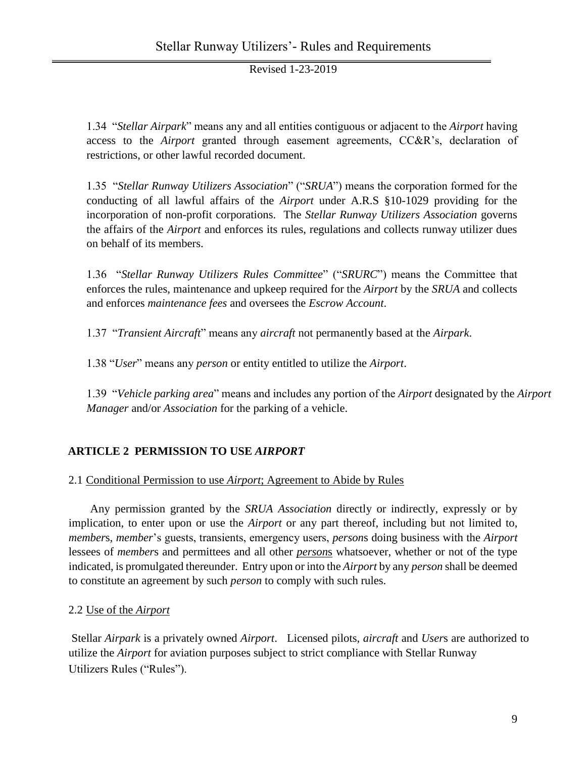1.34 "*Stellar Airpark*" means any and all entities contiguous or adjacent to the *Airport* having access to the *Airport* granted through easement agreements, CC&R's, declaration of restrictions, or other lawful recorded document.

1.35 "*Stellar Runway Utilizers Association*" ("*SRUA*") means the corporation formed for the conducting of all lawful affairs of the *Airport* under A.R.S §10-1029 providing for the incorporation of non-profit corporations. The *Stellar Runway Utilizers Association* governs the affairs of the *Airport* and enforces its rules, regulations and collects runway utilizer dues on behalf of its members.

1.36 "*Stellar Runway Utilizers Rules Committee*" ("*SRURC*") means the Committee that enforces the rules, maintenance and upkeep required for the *Airport* by the *SRUA* and collects and enforces *maintenance fees* and oversees the *Escrow Account*.

1.37 "*Transient Aircraft*" means any *aircraft* not permanently based at the *Airpark*.

1.38 "*User*" means any *person* or entity entitled to utilize the *Airport*.

1.39 "*Vehicle parking area*" means and includes any portion of the *Airport* designated by the *Airport Manager* and/or *Association* for the parking of a vehicle.

## ARTICLE 2 PERMISSION TO USE *AIRPORT*

### 2.1 Conditional Permission to use *Airport*; Agreement to Abide by Rules

Any permission granted by the *SRUA Association* directly or indirectly, expressly or by implication, to enter upon or use the *Airport* or any part thereof, including but not limited to, *member*s, *member*'s guests, transients, emergency users, *person*s doing business with the *Airport* lessees of *member*s and permittees and all other *persons* whatsoever, whether or not of the type indicated, is promulgated thereunder. Entry upon or into the *Airport* by any *person* shall be deemed to constitute an agreement by such *person* to comply with such rules.

### 2.2 Use of the *Airport*

Stellar *Airpark* is a privately owned *Airport*. Licensed pilots, *aircraft* and *User*s are authorized to utilize the *Airport* for aviation purposes subject to strict compliance with Stellar Runway Utilizers Rules ("Rules").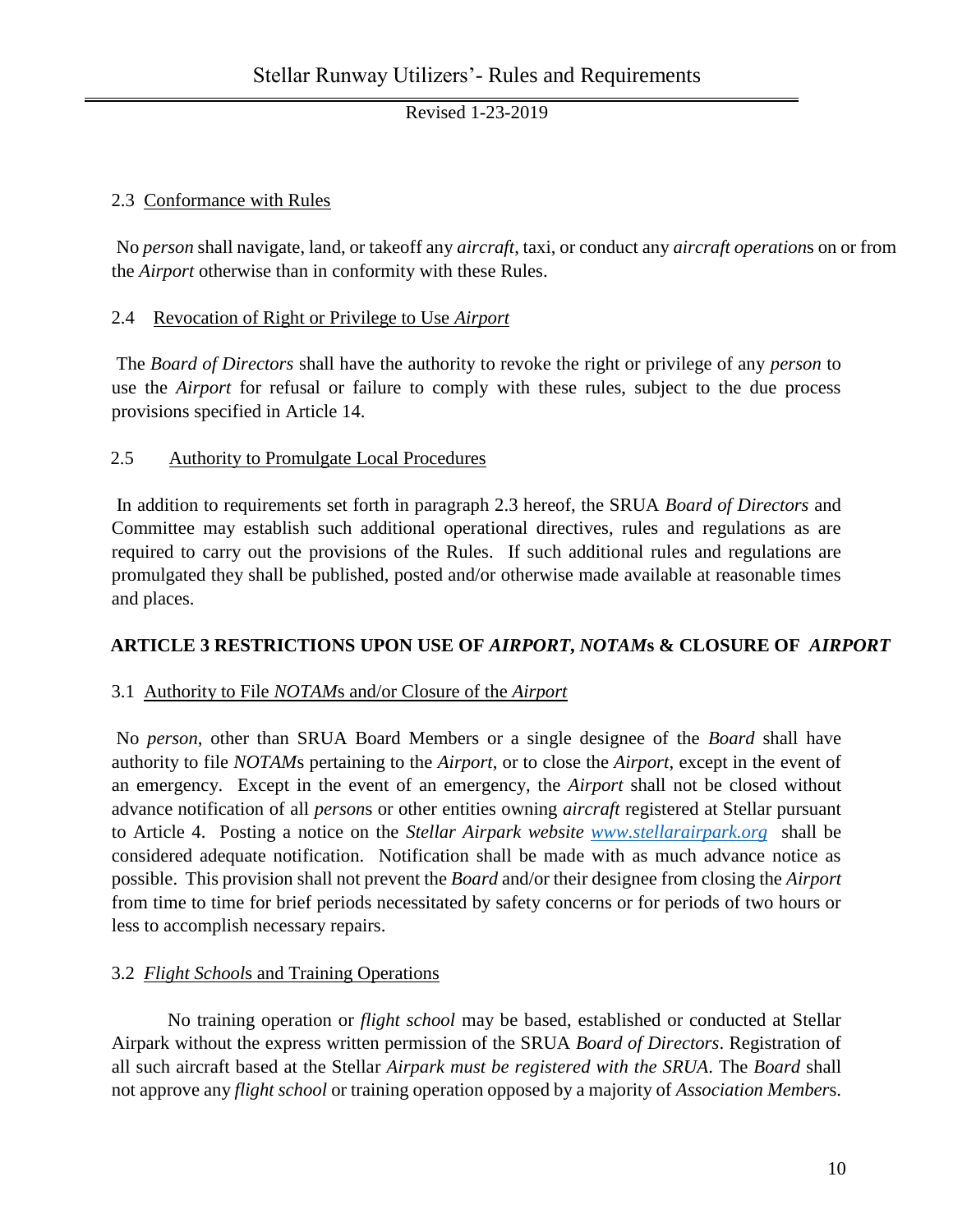2.3 Conformance with Rules

No *person* shall navigate, land, or takeoff any *aircraft*, taxi, or conduct any *aircraft operation*s on or from the *Airport* otherwise than in conformity with these Rules.

2.4 Revocation of Right or Privilege to Use *Airport*

The *Board of Directors* shall have the authority to revoke the right or privilege of any *person* to use the *Airport* for refusal or failure to comply with these rules, subject to the due process provisions specified in Article 14.

2.5 Authority to Promulgate Local Procedures

In addition to requirements set forth in paragraph 2.3 hereof, the SRUA *Board of Directors* and Committee may establish such additional operational directives, rules and regulations as are required to carry out the provisions of the Rules. If such additional rules and regulations are promulgated they shall be published, posted and/or otherwise made available at reasonable times and places.

## ARTICLE 3 RESTRICTIONS UPON USE OF *AIRPORT*, *NOTAM*s & CLOSURE OF *AIRPORT*

3.1 Authority to File *NOTAM*s and/or Closure of the *Airport*

No *person*, other than SRUA Board Members or a single designee of the *Board* shall have authority to file *NOTAM*s pertaining to the *Airport*, or to close the *Airport*, except in the event of an emergency. Except in the event of an emergency, the *Airport* shall not be closed without advance notification of all *person*s or other entities owning *aircraft* registered at Stellar pursuant to Article 4. Posting a notice on the *Stellar Airpark website* [www.stellarairpark.org](http://www.stellarairpark.org) shall be considered adequate notification. Notification shall be made with as much advance notice as possible. This provision shall not prevent the *Board* and/or their designee from closing the *Airport* from time to time for brief periods necessitated by safety concerns or for periods of two hours or less to accomplish necessary repairs.

3.2 *Flight School*s and Training Operations

No training operation or *flight school* may be based, established or conducted at Stellar Airpark without the express written permission of the SRUA *Board of Directors*. Registration of all such aircraft based at the Stellar *Airpark must be registered with the SRUA*. The *Board* shall not approve any *flight school* or training operation opposed by a majority of *Association Member*s.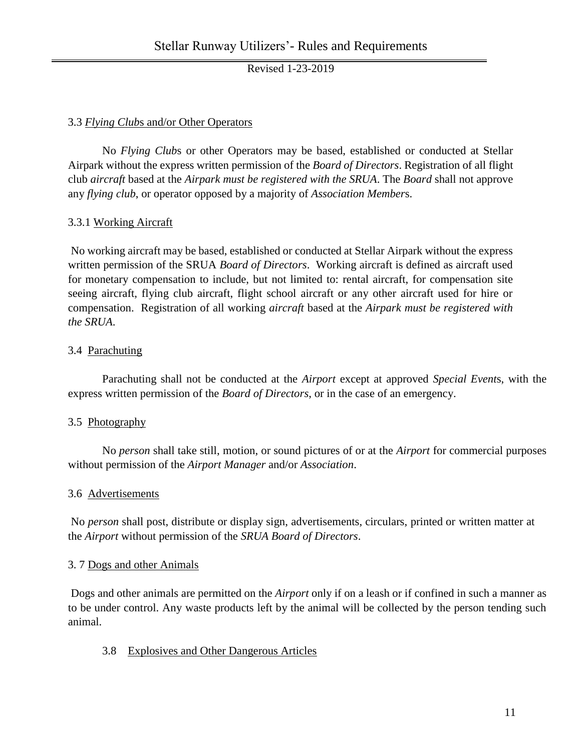### 3.3 *Flying Club*s and/or Other Operators

No *Flying Club*s or other Operators may be based, established or conducted at Stellar Airpark without the express written permission of the *Board of Directors*. Registration of all flight club *aircraft* based at the *Airpark must be registered with the SRUA*. The *Board* shall not approve any *flying club*, or operator opposed by a majority of *Association Member*s.

### 3.3.1 Working Aircraft

No working aircraft may be based, established or conducted at Stellar Airpark without the express written permission of the SRUA *Board of Directors*. Working aircraft is defined as aircraft used for monetary compensation to include, but not limited to: rental aircraft, for compensation site seeing aircraft, flying club aircraft, flight school aircraft or any other aircraft used for hire or compensation. Registration of all working *aircraft* based at the *Airpark must be registered with the SRUA.*

### 3.4 Parachuting

Parachuting shall not be conducted at the *Airport* except at approved *Special Event*s, with the express written permission of the *Board of Directors*, or in the case of an emergency.

### 3.5 Photography

No *person* shall take still, motion, or sound pictures of or at the *Airport* for commercial purposes without permission of the *Airport Manager* and/or *Association*.

### 3.6 Advertisements

No *person* shall post, distribute or display sign, advertisements, circulars, printed or written matter at the *Airport* without permission of the *SRUA Board of Directors*.

### 3. 7 Dogs and other Animals

Dogs and other animals are permitted on the *Airport* only if on a leash or if confined in such a manner as to be under control. Any waste products left by the animal will be collected by the person tending such animal.

### 3.8 Explosives and Other Dangerous Articles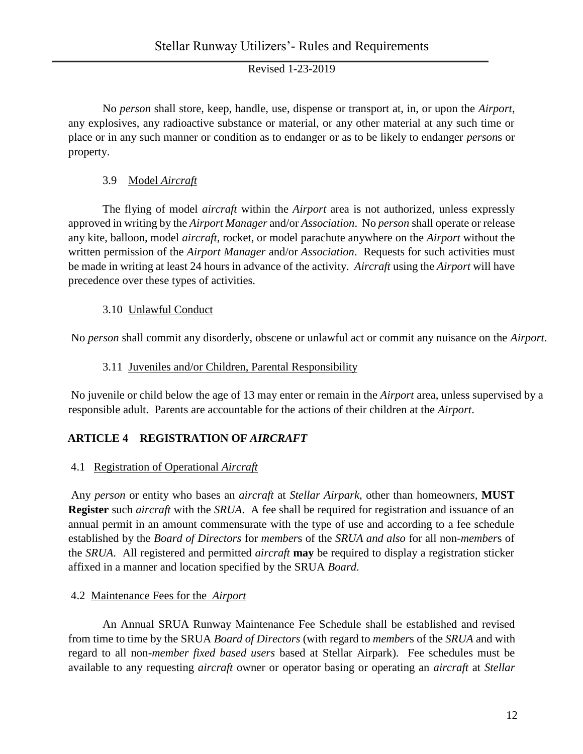No *person* shall store, keep, handle, use, dispense or transport at, in, or upon the *Airport*, any explosives, any radioactive substance or material, or any other material at any such time or place or in any such manner or condition as to endanger or as to be likely to endanger *person*s or property.

### 3.9 Model *Aircraft*

The flying of model *aircraft* within the *Airport* area is not authorized, unless expressly approved in writing by the *Airport Manager* and/or *Association*. No *person* shall operate or release any kite, balloon, model *aircraft*, rocket, or model parachute anywhere on the *Airport* without the written permission of the *Airport Manager* and/or *Association*. Requests for such activities must be made in writing at least 24 hours in advance of the activity. *Aircraft* using the *Airport* will have precedence over these types of activities.

### 3.10 Unlawful Conduct

No *person* shall commit any disorderly, obscene or unlawful act or commit any nuisance on the *Airport*.

### 3.11 Juveniles and/or Children, Parental Responsibility

No juvenile or child below the age of 13 may enter or remain in the *Airport* area, unless supervised by a responsible adult. Parents are accountable for the actions of their children at the *Airport*.

## ARTICLE 4 REGISTRATION OF *AIRCRAFT*

### 4.1 Registration of Operational *Aircraft*

Any *person* or entity who bases an *aircraft* at *Stellar Airpark*, other than homeowners, **MUST Register** such *aircraft* with the *SRUA*. A fee shall be required for registration and issuance of an annual permit in an amount commensurate with the type of use and according to a fee schedule established by the *Board of Directors* for *member*s of the *SRUA and also* for all non-*member*s of the *SRUA*. All registered and permitted *aircraft* **may** be required to display a registration sticker affixed in a manner and location specified by the SRUA *Board*.

### 4.2 Maintenance Fees for the *Airport*

An Annual SRUA Runway Maintenance Fee Schedule shall be established and revised from time to time by the SRUA *Board of Directors* (with regard to *member*s of the *SRUA* and with regard to all non-*member fixed based users* based at Stellar Airpark). Fee schedules must be available to any requesting *aircraft* owner or operator basing or operating an *aircraft* at *Stellar*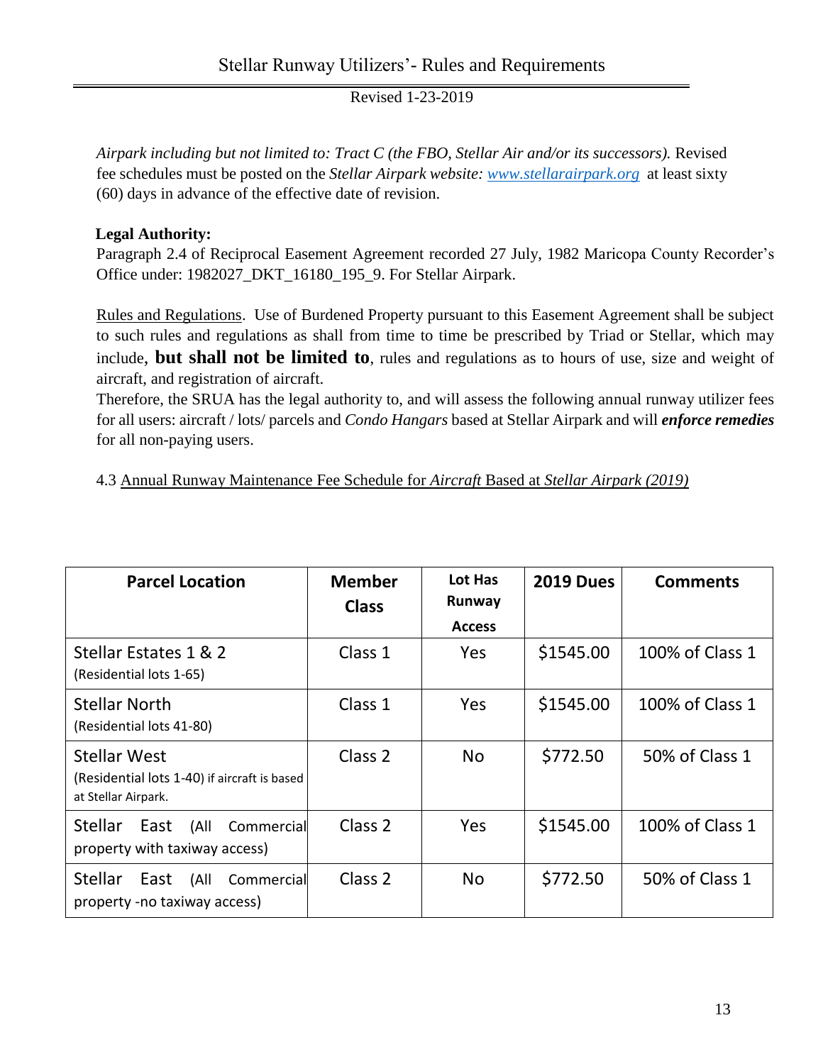*Airpark including but not limited to: Tract C (the FBO, Stellar Air and/or its successors).* Revised fee schedules must be posted on the *Stellar Airpark website: [www.stellarairpark.org](http://www.stellarairpark.org)* at least sixty (60) days in advance of the effective date of revision.

**Legal Authority:**

Paragraph 2.4 of Reciprocal Easement Agreement recorded 27 July, 1982 Maricopa County Recorder's Office under: 1982027_DKT_16180_195_9. For Stellar Airpark.

Rules and Regulations. Use of Burdened Property pursuant to this Easement Agreement shall be subject to such rules and regulations as shall from time to time be prescribed by Triad or Stellar, which may include, **but shall not be limited to**, rules and regulations as to hours of use, size and weight of aircraft, and registration of aircraft.

Therefore, the SRUA has the legal authority to, and will assess the following annual runway utilizer fees for all users: aircraft / lots/ parcels and *Condo Hangars* based at Stellar Airpark and will ***enforce remedies*** for all non-paying users.

4.3 Annual Runway Maintenance Fee Schedule for *Aircraft* Based at *Stellar Airpark (2019)*

| Parcel Location | Member Class | Lot Has Runway Access | 2019 Dues | Comments |
|---|---|---|---|---|
| Stellar Estates 1 & 2 (Residential lots 1-65) | Class 1 | Yes | $1545.00 | 100% of Class 1 |
| Stellar North (Residential lots 41-80) | Class 1 | Yes | $1545.00 | 100% of Class 1 |
| Stellar West (Residential lots 1-40) if aircraft is based at Stellar Airpark. | Class 2 | No | $772.50 | 50% of Class 1 |
| Stellar East (All Commercial property with taxiway access) | Class 2 | Yes | $1545.00 | 100% of Class 1 |
| Stellar East (All Commercial property -no taxiway access) | Class 2 | No | $772.50 | 50% of Class 1 |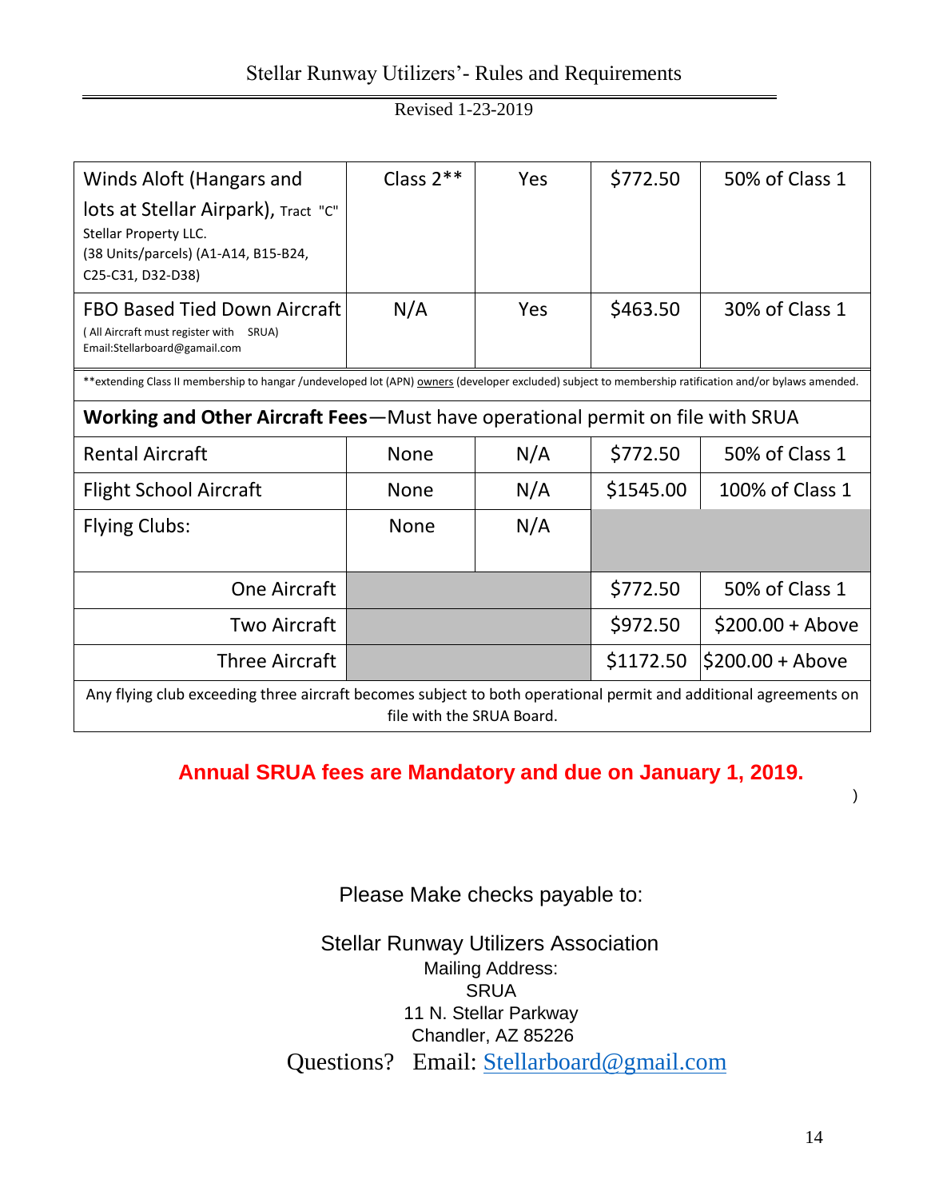Stellar Runway Utilizers'- Rules and Requirements

Revised 1-23-2019

| | | | | |
|---|---|---|---|---|
| Winds Aloft (Hangars and lots at Stellar Airpark), Tract "C" Stellar Property LLC. (38 Units/parcels) (A1-A14, B15-B24, C25-C31, D32-D38) | Class 2** | Yes | $772.50 | 50% of Class 1 |
| FBO Based Tied Down Aircraft ( All Aircraft must register with SRUA) Email:Stellarboard@gamail.com | N/A | Yes | $463.50 | 30% of Class 1 |
| **extending Class II membership to hangar /undeveloped lot (APN) owners (developer excluded) subject to membership ratification and/or bylaws amended. | | | | |
| **Working and Other Aircraft Fees**—Must have operational permit on file with SRUA | | | | |
| Rental Aircraft | None | N/A | $772.50 | 50% of Class 1 |
| Flight School Aircraft | None | N/A | $1545.00 | 100% of Class 1 |
| Flying Clubs: | None | N/A | | |
| One Aircraft | | | $772.50 | 50% of Class 1 |
| Two Aircraft | | | $972.50 | $200.00 + Above |
| Three Aircraft | | | $1172.50 | $200.00 + Above |
| Any flying club exceeding three aircraft becomes subject to both operational permit and additional agreements on file with the SRUA Board. | | | | |

**Annual SRUA fees are Mandatory and due on January 1, 2019.**

)

Please Make checks payable to:

Stellar Runway Utilizers Association
Mailing Address:
SRUA
11 N. Stellar Parkway
Chandler, AZ 85226

Questions? Email: Stellarboard@gmail.com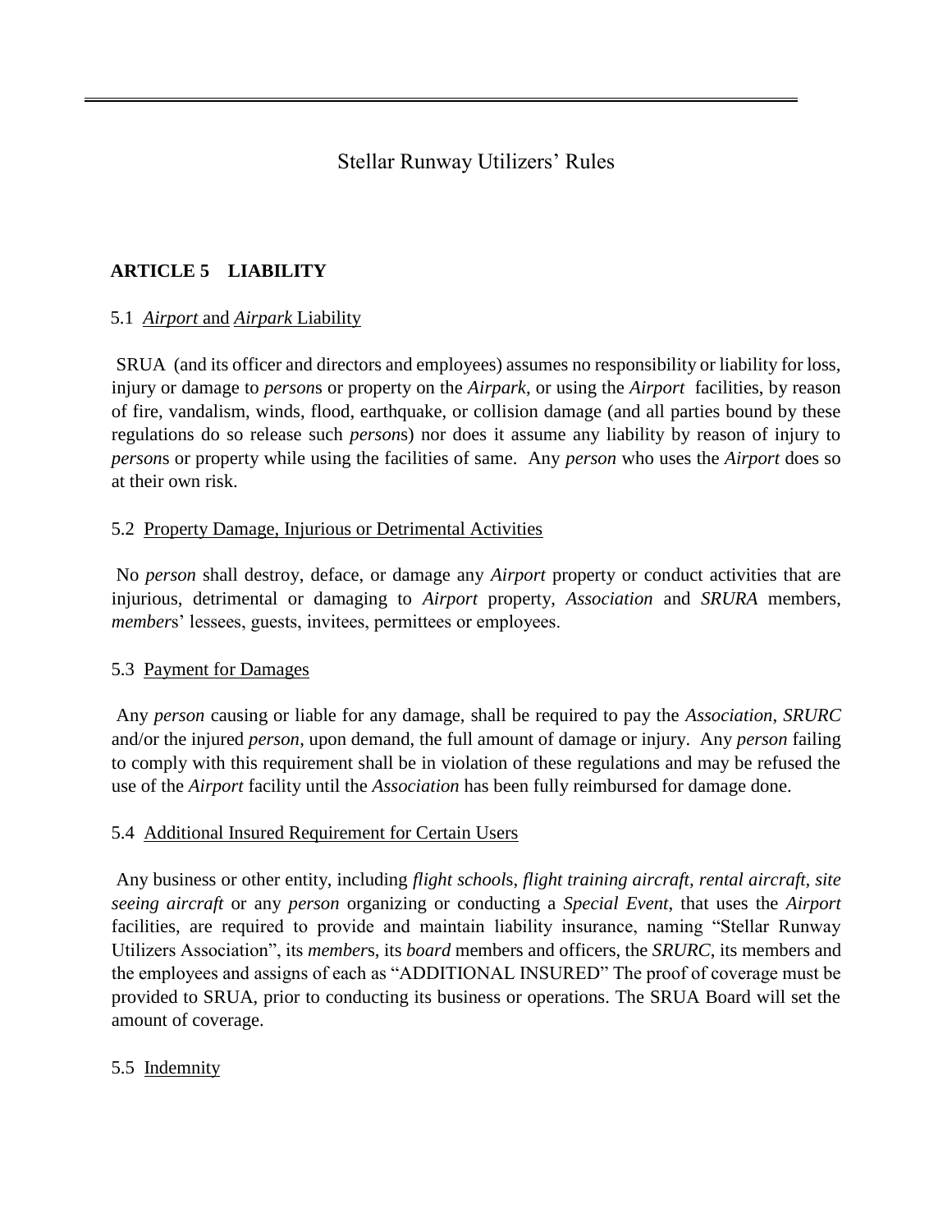Stellar Runway Utilizers' Rules

## ARTICLE 5 LIABILITY

### 5.1 *Airport* and *Airpark* Liability

SRUA (and its officer and directors and employees) assumes no responsibility or liability for loss, injury or damage to *person*s or property on the *Airpark*, or using the *Airport* facilities, by reason of fire, vandalism, winds, flood, earthquake, or collision damage (and all parties bound by these regulations do so release such *person*s) nor does it assume any liability by reason of injury to *person*s or property while using the facilities of same. Any *person* who uses the *Airport* does so at their own risk.

### 5.2 Property Damage, Injurious or Detrimental Activities

No *person* shall destroy, deface, or damage any *Airport* property or conduct activities that are injurious, detrimental or damaging to *Airport* property, *Association* and *SRURA* members, *member*s' lessees, guests, invitees, permittees or employees.

### 5.3 Payment for Damages

Any *person* causing or liable for any damage, shall be required to pay the *Association*, *SRURC* and/or the injured *person*, upon demand, the full amount of damage or injury. Any *person* failing to comply with this requirement shall be in violation of these regulations and may be refused the use of the *Airport* facility until the *Association* has been fully reimbursed for damage done.

### 5.4 Additional Insured Requirement for Certain Users

Any business or other entity, including *flight school*s, *flight training aircraft, rental aircraft, site seeing aircraft* or any *person* organizing or conducting a *Special Event*, that uses the *Airport* facilities, are required to provide and maintain liability insurance, naming "Stellar Runway Utilizers Association", its *member*s, its *board* members and officers, the *SRURC*, its members and the employees and assigns of each as "ADDITIONAL INSURED" The proof of coverage must be provided to SRUA, prior to conducting its business or operations. The SRUA Board will set the amount of coverage.

### 5.5 Indemnity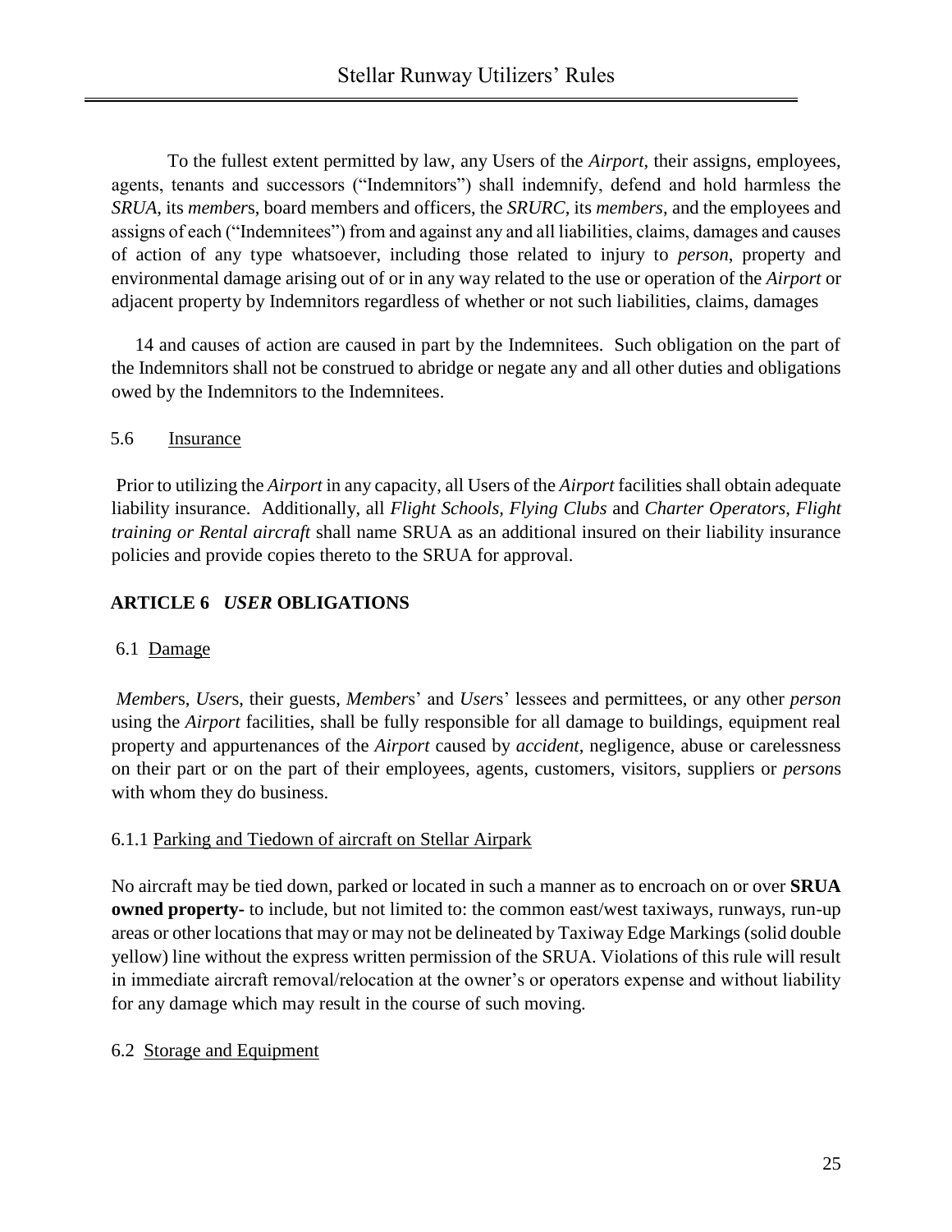To the fullest extent permitted by law, any Users of the *Airport*, their assigns, employees, agents, tenants and successors ("Indemnitors") shall indemnify, defend and hold harmless the *SRUA*, its *member*s, board members and officers, the *SRURC*, its *members*, and the employees and assigns of each ("Indemnitees") from and against any and all liabilities, claims, damages and causes of action of any type whatsoever, including those related to injury to *person*, property and environmental damage arising out of or in any way related to the use or operation of the *Airport* or adjacent property by Indemnitors regardless of whether or not such liabilities, claims, damages

14 and causes of action are caused in part by the Indemnitees. Such obligation on the part of the Indemnitors shall not be construed to abridge or negate any and all other duties and obligations owed by the Indemnitors to the Indemnitees.

5.6 Insurance

Prior to utilizing the *Airport* in any capacity, all Users of the *Airport* facilities shall obtain adequate liability insurance. Additionally, all *Flight Schools, Flying Clubs* and *Charter Operators*, *Flight training or Rental aircraft* shall name SRUA as an additional insured on their liability insurance policies and provide copies thereto to the SRUA for approval.

## ARTICLE 6 *USER* OBLIGATIONS

6.1 Damage

*Member*s, *User*s, their guests, *Member*s' and *User*s' lessees and permittees, or any other *person* using the *Airport* facilities, shall be fully responsible for all damage to buildings, equipment real property and appurtenances of the *Airport* caused by *accident*, negligence, abuse or carelessness on their part or on the part of their employees, agents, customers, visitors, suppliers or *person*s with whom they do business.

6.1.1 Parking and Tiedown of aircraft on Stellar Airpark

No aircraft may be tied down, parked or located in such a manner as to encroach on or over **SRUA owned property-** to include, but not limited to: the common east/west taxiways, runways, run-up areas or other locations that may or may not be delineated by Taxiway Edge Markings (solid double yellow) line without the express written permission of the SRUA. Violations of this rule will result in immediate aircraft removal/relocation at the owner's or operators expense and without liability for any damage which may result in the course of such moving.

6.2 Storage and Equipment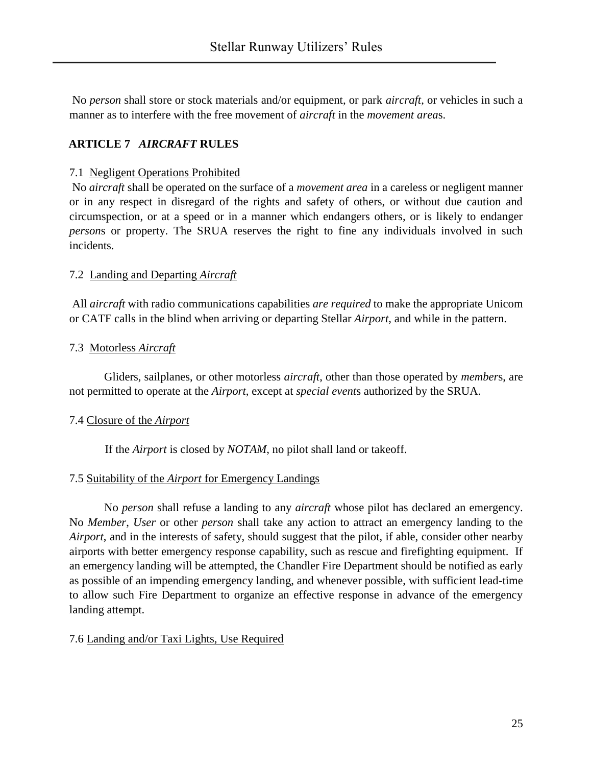No *person* shall store or stock materials and/or equipment, or park *aircraft*, or vehicles in such a manner as to interfere with the free movement of *aircraft* in the *movement area*s.

## ARTICLE 7 *AIRCRAFT* RULES

### 7.1 Negligent Operations Prohibited

No *aircraft* shall be operated on the surface of a *movement area* in a careless or negligent manner or in any respect in disregard of the rights and safety of others, or without due caution and circumspection, or at a speed or in a manner which endangers others, or is likely to endanger *person*s or property. The SRUA reserves the right to fine any individuals involved in such incidents.

### 7.2 Landing and Departing *Aircraft*

All *aircraft* with radio communications capabilities *are required* to make the appropriate Unicom or CATF calls in the blind when arriving or departing Stellar *Airport*, and while in the pattern.

### 7.3 Motorless *Aircraft*

Gliders, sailplanes, or other motorless *aircraft*, other than those operated by *member*s, are not permitted to operate at the *Airport*, except at *special event*s authorized by the SRUA.

### 7.4 Closure of the *Airport*

If the *Airport* is closed by *NOTAM*, no pilot shall land or takeoff.

### 7.5 Suitability of the *Airport* for Emergency Landings

No *person* shall refuse a landing to any *aircraft* whose pilot has declared an emergency. No *Member*, *User* or other *person* shall take any action to attract an emergency landing to the *Airport*, and in the interests of safety, should suggest that the pilot, if able, consider other nearby airports with better emergency response capability, such as rescue and firefighting equipment. If an emergency landing will be attempted, the Chandler Fire Department should be notified as early as possible of an impending emergency landing, and whenever possible, with sufficient lead-time to allow such Fire Department to organize an effective response in advance of the emergency landing attempt.

### 7.6 Landing and/or Taxi Lights, Use Required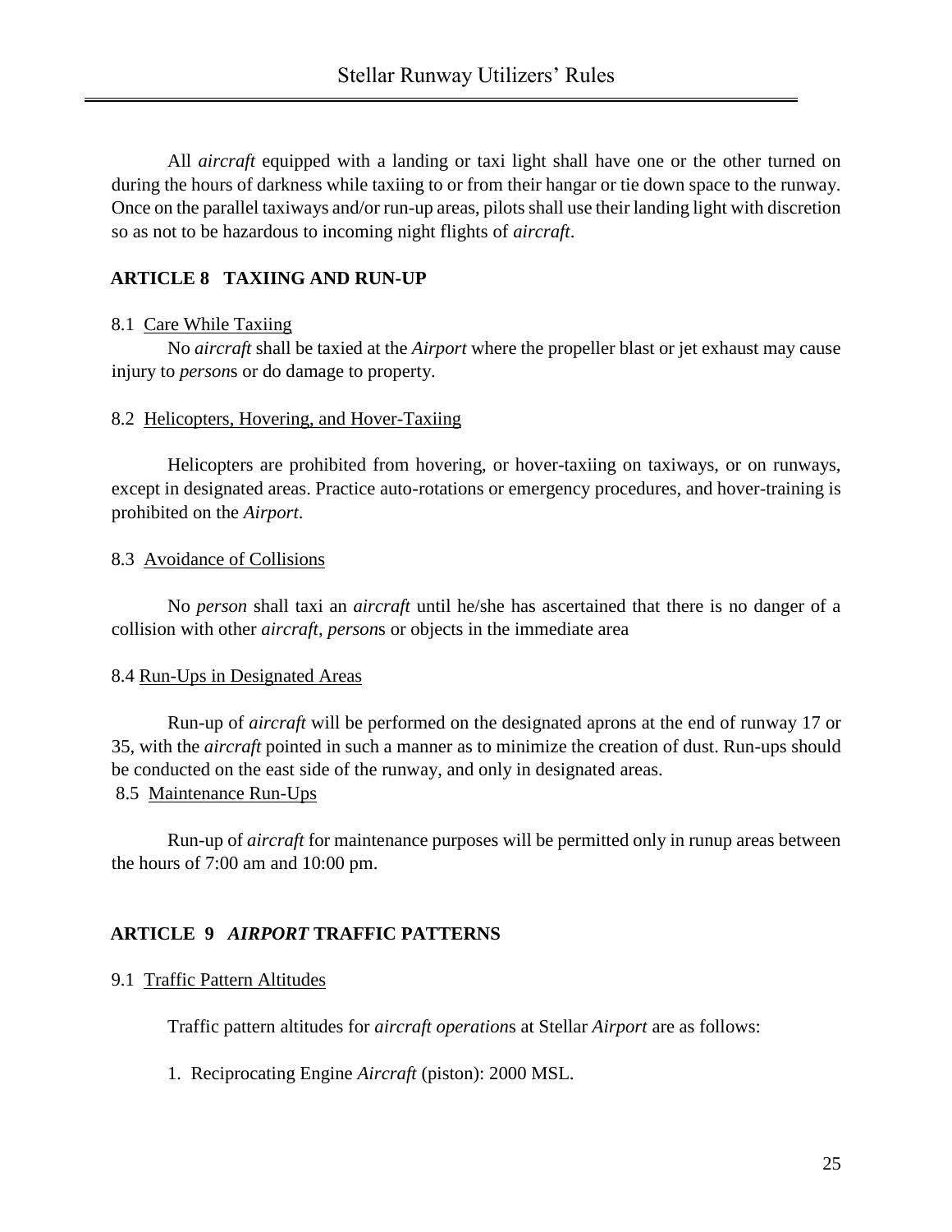All *aircraft* equipped with a landing or taxi light shall have one or the other turned on during the hours of darkness while taxiing to or from their hangar or tie down space to the runway. Once on the parallel taxiways and/or run-up areas, pilots shall use their landing light with discretion so as not to be hazardous to incoming night flights of *aircraft*.

## ARTICLE 8 TAXIING AND RUN-UP

8.1 Care While Taxiing

No *aircraft* shall be taxied at the *Airport* where the propeller blast or jet exhaust may cause injury to *person*s or do damage to property.

8.2 Helicopters, Hovering, and Hover-Taxiing

Helicopters are prohibited from hovering, or hover-taxiing on taxiways, or on runways, except in designated areas. Practice auto-rotations or emergency procedures, and hover-training is prohibited on the *Airport*.

8.3 Avoidance of Collisions

No *person* shall taxi an *aircraft* until he/she has ascertained that there is no danger of a collision with other *aircraft*, *person*s or objects in the immediate area

8.4 Run-Ups in Designated Areas

Run-up of *aircraft* will be performed on the designated aprons at the end of runway 17 or 35, with the *aircraft* pointed in such a manner as to minimize the creation of dust. Run-ups should be conducted on the east side of the runway, and only in designated areas.

8.5 Maintenance Run-Ups

Run-up of *aircraft* for maintenance purposes will be permitted only in runup areas between the hours of 7:00 am and 10:00 pm.

## ARTICLE 9 *AIRPORT* TRAFFIC PATTERNS

9.1 Traffic Pattern Altitudes

Traffic pattern altitudes for *aircraft operation*s at Stellar *Airport* are as follows:

1. Reciprocating Engine *Aircraft* (piston): 2000 MSL.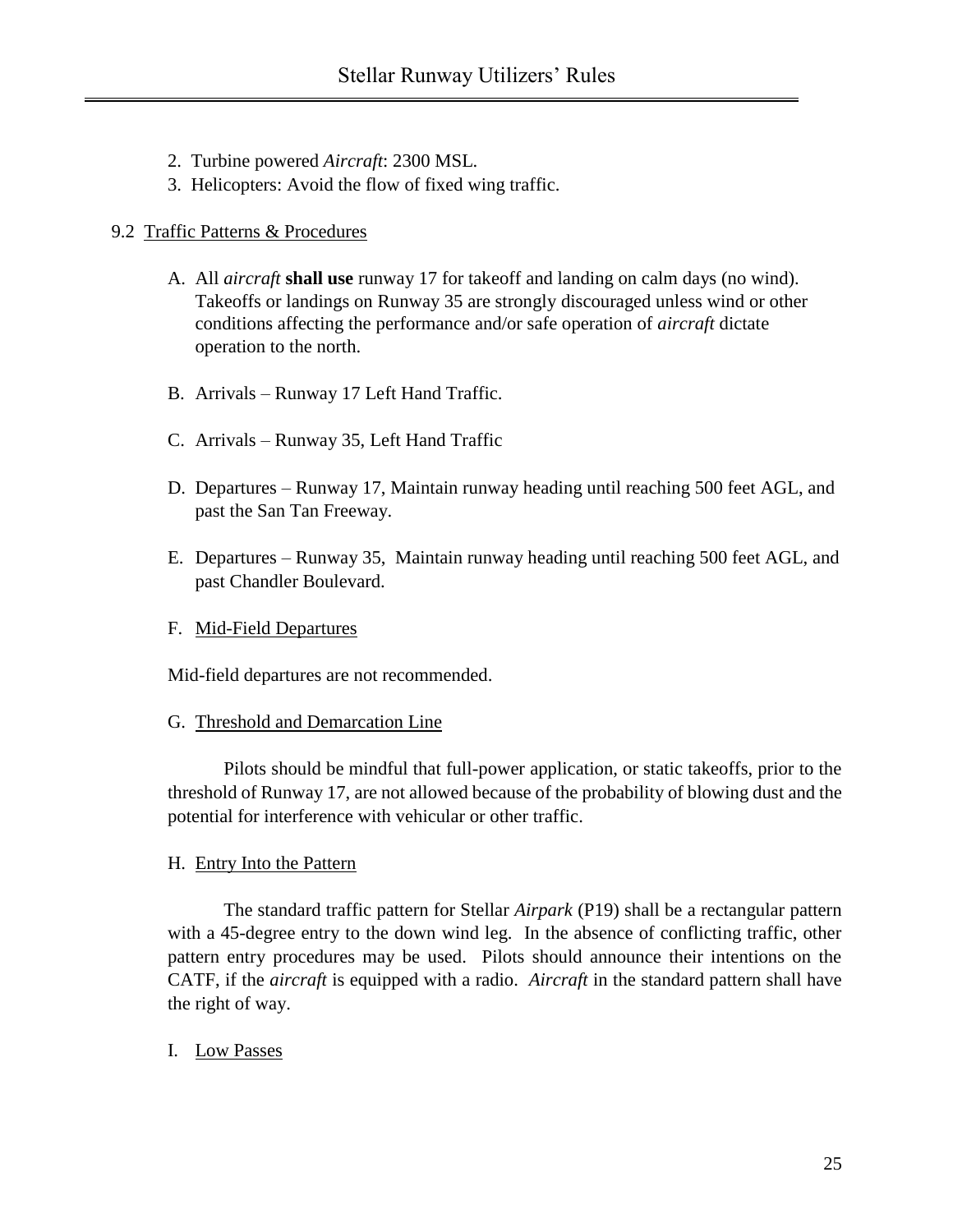2. Turbine powered *Aircraft*: 2300 MSL.
3. Helicopters: Avoid the flow of fixed wing traffic.

9.2 Traffic Patterns & Procedures

A. All *aircraft* **shall use** runway 17 for takeoff and landing on calm days (no wind). Takeoffs or landings on Runway 35 are strongly discouraged unless wind or other conditions affecting the performance and/or safe operation of *aircraft* dictate operation to the north.

B. Arrivals – Runway 17 Left Hand Traffic.

C. Arrivals – Runway 35, Left Hand Traffic

D. Departures – Runway 17, Maintain runway heading until reaching 500 feet AGL, and past the San Tan Freeway.

E. Departures – Runway 35, Maintain runway heading until reaching 500 feet AGL, and past Chandler Boulevard.

F. Mid-Field Departures

Mid-field departures are not recommended.

G. Threshold and Demarcation Line

Pilots should be mindful that full-power application, or static takeoffs, prior to the threshold of Runway 17, are not allowed because of the probability of blowing dust and the potential for interference with vehicular or other traffic.

H. Entry Into the Pattern

The standard traffic pattern for Stellar *Airpark* (P19) shall be a rectangular pattern with a 45-degree entry to the down wind leg. In the absence of conflicting traffic, other pattern entry procedures may be used. Pilots should announce their intentions on the CATF, if the *aircraft* is equipped with a radio. *Aircraft* in the standard pattern shall have the right of way.

I. Low Passes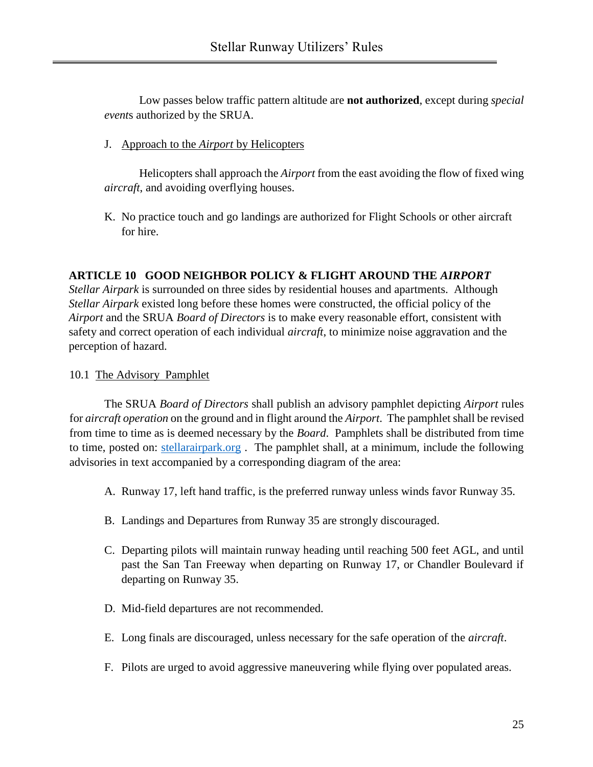Low passes below traffic pattern altitude are **not authorized**, except during *special events* authorized by the SRUA.

J. Approach to the *Airport* by Helicopters

Helicopters shall approach the *Airport* from the east avoiding the flow of fixed wing *aircraft*, and avoiding overflying houses.

K. No practice touch and go landings are authorized for Flight Schools or other aircraft for hire.

## ARTICLE 10 GOOD NEIGHBOR POLICY & FLIGHT AROUND THE *AIRPORT*

*Stellar Airpark* is surrounded on three sides by residential houses and apartments. Although *Stellar Airpark* existed long before these homes were constructed, the official policy of the *Airport* and the SRUA *Board of Directors* is to make every reasonable effort, consistent with safety and correct operation of each individual *aircraft*, to minimize noise aggravation and the perception of hazard.

### 10.1 The Advisory Pamphlet

The SRUA *Board of Directors* shall publish an advisory pamphlet depicting *Airport* rules for *aircraft operation* on the ground and in flight around the *Airport*. The pamphlet shall be revised from time to time as is deemed necessary by the *Board*. Pamphlets shall be distributed from time to time, posted on: stellarairpark.org . The pamphlet shall, at a minimum, include the following advisories in text accompanied by a corresponding diagram of the area:

A. Runway 17, left hand traffic, is the preferred runway unless winds favor Runway 35.

B. Landings and Departures from Runway 35 are strongly discouraged.

C. Departing pilots will maintain runway heading until reaching 500 feet AGL, and until past the San Tan Freeway when departing on Runway 17, or Chandler Boulevard if departing on Runway 35.

D. Mid-field departures are not recommended.

E. Long finals are discouraged, unless necessary for the safe operation of the *aircraft*.

F. Pilots are urged to avoid aggressive maneuvering while flying over populated areas.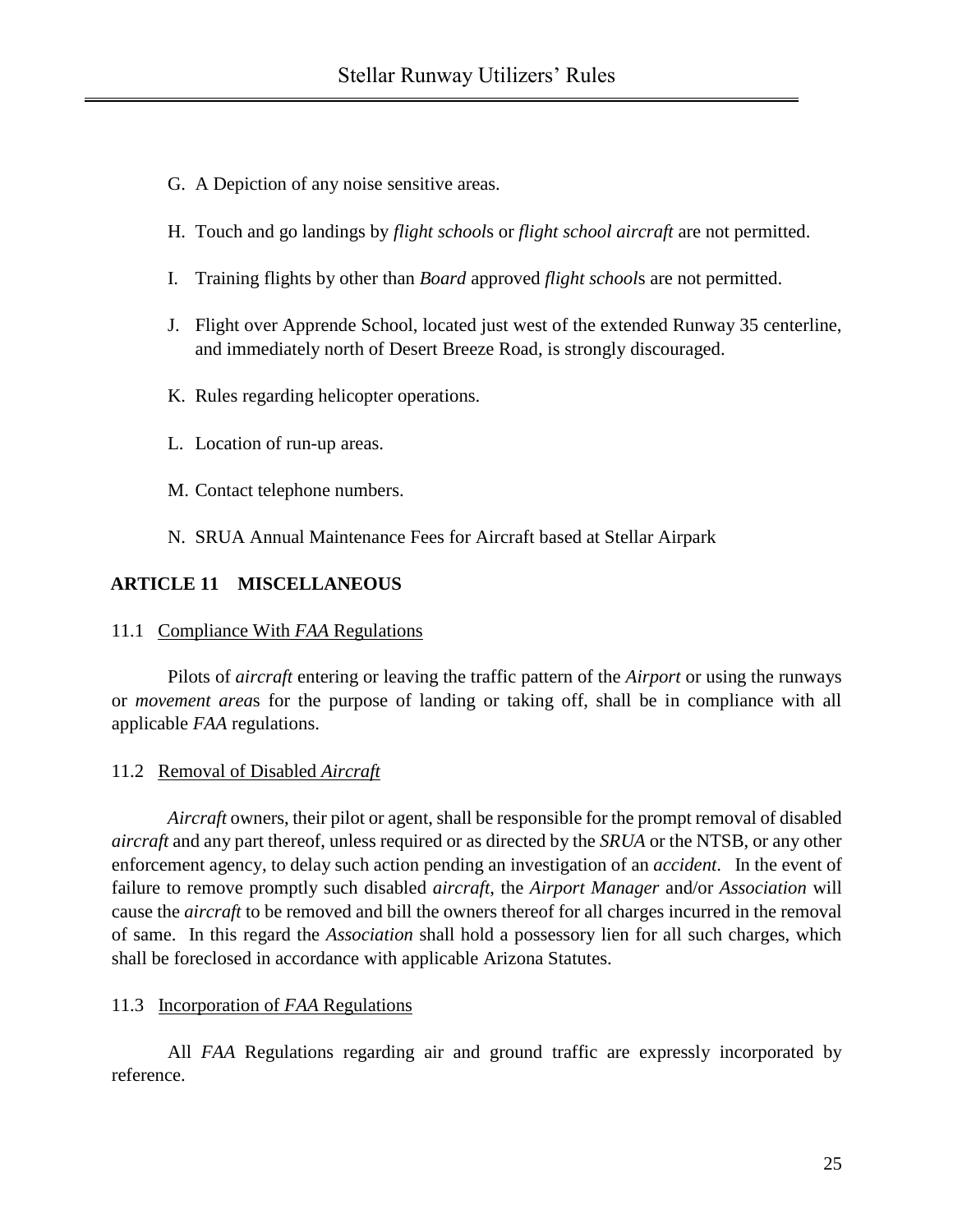G. A Depiction of any noise sensitive areas.

H. Touch and go landings by *flight school*s or *flight school aircraft* are not permitted.

I. Training flights by other than *Board* approved *flight school*s are not permitted.

J. Flight over Apprende School, located just west of the extended Runway 35 centerline, and immediately north of Desert Breeze Road, is strongly discouraged.

K. Rules regarding helicopter operations.

L. Location of run-up areas.

M. Contact telephone numbers.

N. SRUA Annual Maintenance Fees for Aircraft based at Stellar Airpark

## ARTICLE 11 MISCELLANEOUS

### 11.1 Compliance With *FAA* Regulations

Pilots of *aircraft* entering or leaving the traffic pattern of the *Airport* or using the runways or *movement area*s for the purpose of landing or taking off, shall be in compliance with all applicable *FAA* regulations.

### 11.2 Removal of Disabled *Aircraft*

*Aircraft* owners, their pilot or agent, shall be responsible for the prompt removal of disabled *aircraft* and any part thereof, unless required or as directed by the *SRUA* or the NTSB, or any other enforcement agency, to delay such action pending an investigation of an *accident*. In the event of failure to remove promptly such disabled *aircraft*, the *Airport Manager* and/or *Association* will cause the *aircraft* to be removed and bill the owners thereof for all charges incurred in the removal of same. In this regard the *Association* shall hold a possessory lien for all such charges, which shall be foreclosed in accordance with applicable Arizona Statutes.

### 11.3 Incorporation of *FAA* Regulations

All *FAA* Regulations regarding air and ground traffic are expressly incorporated by reference.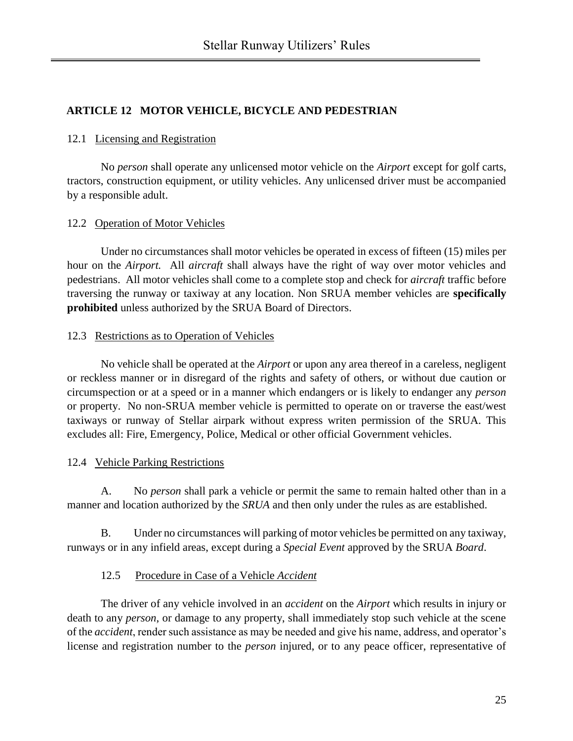## ARTICLE 12 MOTOR VEHICLE, BICYCLE AND PEDESTRIAN

### 12.1 Licensing and Registration

No *person* shall operate any unlicensed motor vehicle on the *Airport* except for golf carts, tractors, construction equipment, or utility vehicles. Any unlicensed driver must be accompanied by a responsible adult.

### 12.2 Operation of Motor Vehicles

Under no circumstances shall motor vehicles be operated in excess of fifteen (15) miles per hour on the *Airport.* All *aircraft* shall always have the right of way over motor vehicles and pedestrians. All motor vehicles shall come to a complete stop and check for *aircraft* traffic before traversing the runway or taxiway at any location. Non SRUA member vehicles are **specifically prohibited** unless authorized by the SRUA Board of Directors.

### 12.3 Restrictions as to Operation of Vehicles

No vehicle shall be operated at the *Airport* or upon any area thereof in a careless, negligent or reckless manner or in disregard of the rights and safety of others, or without due caution or circumspection or at a speed or in a manner which endangers or is likely to endanger any *person* or property. No non-SRUA member vehicle is permitted to operate on or traverse the east/west taxiways or runway of Stellar airpark without express writen permission of the SRUA. This excludes all: Fire, Emergency, Police, Medical or other official Government vehicles.

### 12.4 Vehicle Parking Restrictions

A. No *person* shall park a vehicle or permit the same to remain halted other than in a manner and location authorized by the *SRUA* and then only under the rules as are established.

B. Under no circumstances will parking of motor vehicles be permitted on any taxiway, runways or in any infield areas, except during a *Special Event* approved by the SRUA *Board*.

### 12.5 Procedure in Case of a Vehicle *Accident*

The driver of any vehicle involved in an *accident* on the *Airport* which results in injury or death to any *person*, or damage to any property, shall immediately stop such vehicle at the scene of the *accident*, render such assistance as may be needed and give his name, address, and operator's license and registration number to the *person* injured, or to any peace officer, representative of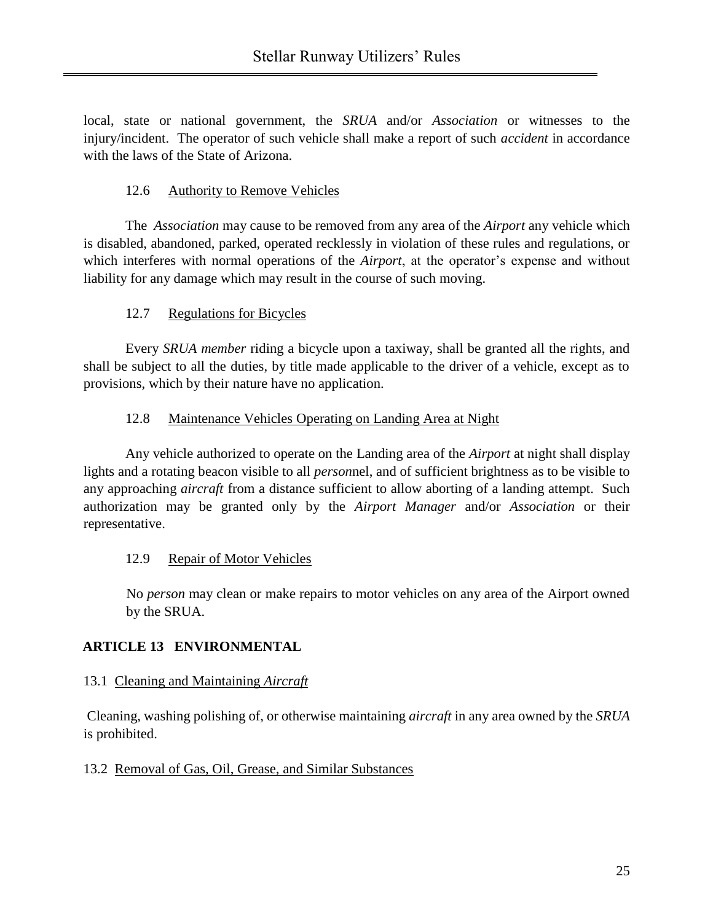local, state or national government, the *SRUA* and/or *Association* or witnesses to the injury/incident. The operator of such vehicle shall make a report of such *accident* in accordance with the laws of the State of Arizona.

### 12.6 Authority to Remove Vehicles

The *Association* may cause to be removed from any area of the *Airport* any vehicle which is disabled, abandoned, parked, operated recklessly in violation of these rules and regulations, or which interferes with normal operations of the *Airport*, at the operator's expense and without liability for any damage which may result in the course of such moving.

### 12.7 Regulations for Bicycles

Every *SRUA member* riding a bicycle upon a taxiway, shall be granted all the rights, and shall be subject to all the duties, by title made applicable to the driver of a vehicle, except as to provisions, which by their nature have no application.

### 12.8 Maintenance Vehicles Operating on Landing Area at Night

Any vehicle authorized to operate on the Landing area of the *Airport* at night shall display lights and a rotating beacon visible to all *person*nel, and of sufficient brightness as to be visible to any approaching *aircraft* from a distance sufficient to allow aborting of a landing attempt. Such authorization may be granted only by the *Airport Manager* and/or *Association* or their representative.

### 12.9 Repair of Motor Vehicles

No *person* may clean or make repairs to motor vehicles on any area of the Airport owned by the SRUA.

## ARTICLE 13 ENVIRONMENTAL

### 13.1 Cleaning and Maintaining *Aircraft*

Cleaning, washing polishing of, or otherwise maintaining *aircraft* in any area owned by the *SRUA* is prohibited.

### 13.2 Removal of Gas, Oil, Grease, and Similar Substances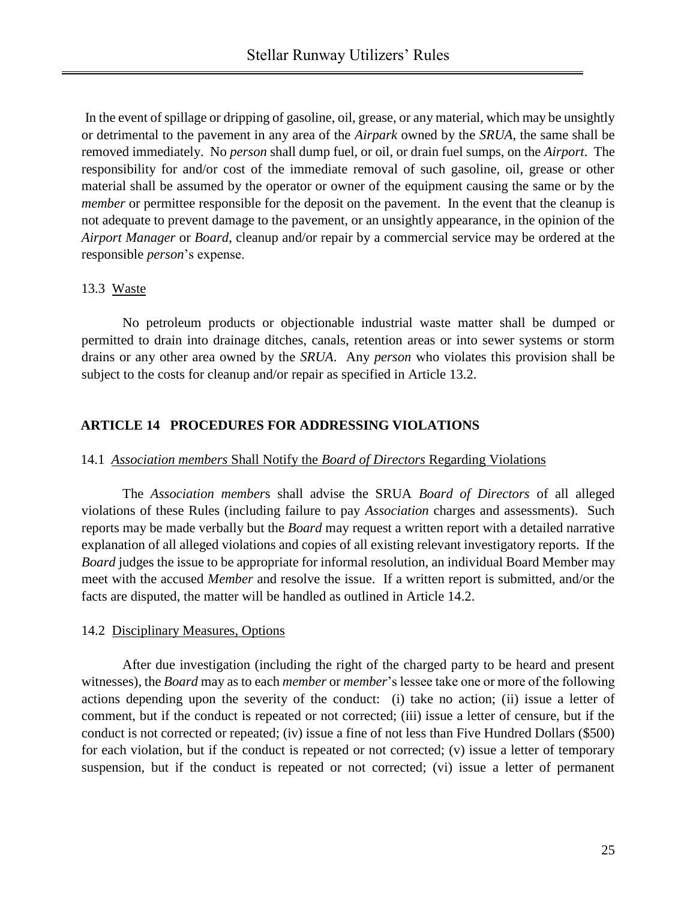In the event of spillage or dripping of gasoline, oil, grease, or any material, which may be unsightly or detrimental to the pavement in any area of the *Airpark* owned by the *SRUA*, the same shall be removed immediately. No *person* shall dump fuel, or oil, or drain fuel sumps, on the *Airport*. The responsibility for and/or cost of the immediate removal of such gasoline, oil, grease or other material shall be assumed by the operator or owner of the equipment causing the same or by the *member* or permittee responsible for the deposit on the pavement. In the event that the cleanup is not adequate to prevent damage to the pavement, or an unsightly appearance, in the opinion of the *Airport Manager* or *Board*, cleanup and/or repair by a commercial service may be ordered at the responsible *person*'s expense.

13.3 Waste

No petroleum products or objectionable industrial waste matter shall be dumped or permitted to drain into drainage ditches, canals, retention areas or into sewer systems or storm drains or any other area owned by the *SRUA*. Any *person* who violates this provision shall be subject to the costs for cleanup and/or repair as specified in Article 13.2.

## ARTICLE 14 PROCEDURES FOR ADDRESSING VIOLATIONS

14.1 *Association members* Shall Notify the *Board of Directors* Regarding Violations

The *Association member*s shall advise the SRUA *Board of Directors* of all alleged violations of these Rules (including failure to pay *Association* charges and assessments). Such reports may be made verbally but the *Board* may request a written report with a detailed narrative explanation of all alleged violations and copies of all existing relevant investigatory reports. If the *Board* judges the issue to be appropriate for informal resolution, an individual Board Member may meet with the accused *Member* and resolve the issue. If a written report is submitted, and/or the facts are disputed, the matter will be handled as outlined in Article 14.2.

14.2 Disciplinary Measures, Options

After due investigation (including the right of the charged party to be heard and present witnesses), the *Board* may as to each *member* or *member*'s lessee take one or more of the following actions depending upon the severity of the conduct: (i) take no action; (ii) issue a letter of comment, but if the conduct is repeated or not corrected; (iii) issue a letter of censure, but if the conduct is not corrected or repeated; (iv) issue a fine of not less than Five Hundred Dollars ($500) for each violation, but if the conduct is repeated or not corrected; (v) issue a letter of temporary suspension, but if the conduct is repeated or not corrected; (vi) issue a letter of permanent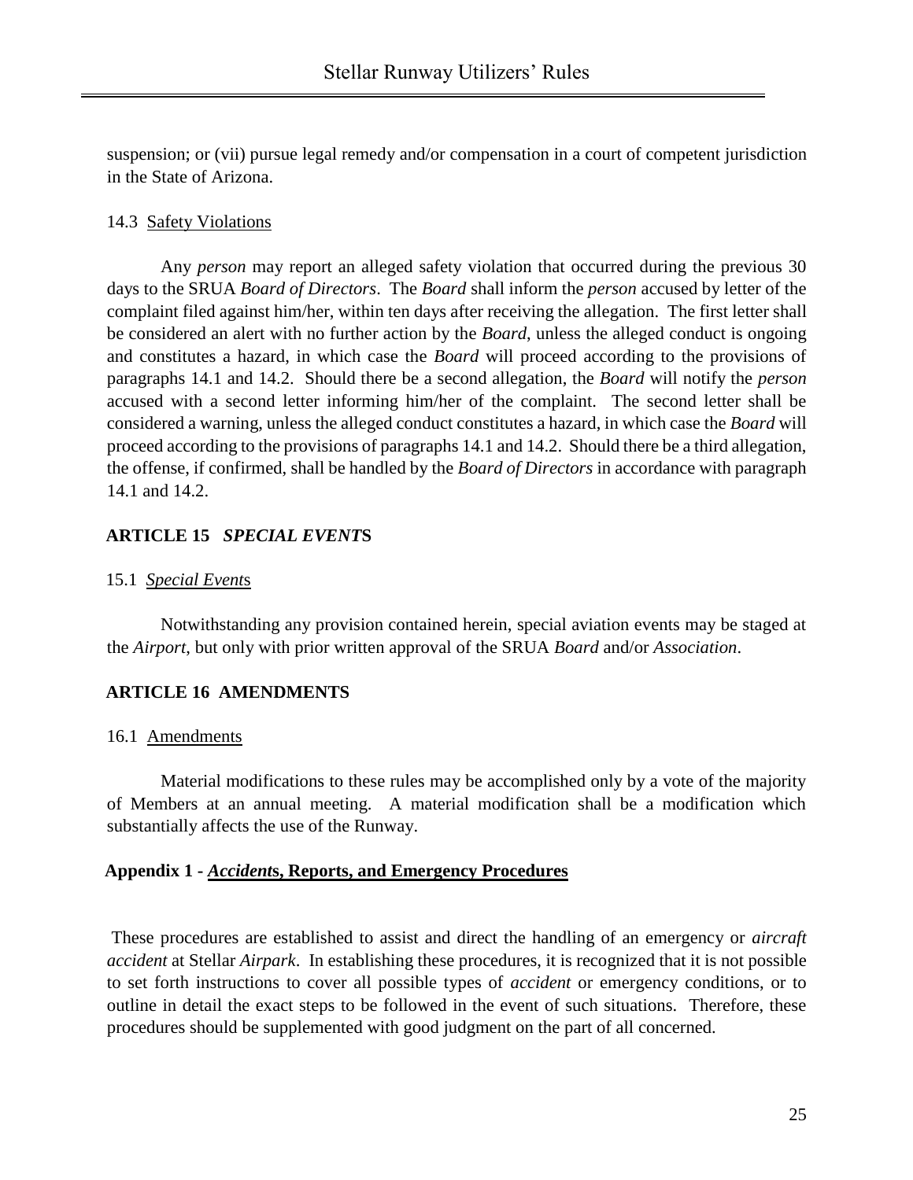suspension; or (vii) pursue legal remedy and/or compensation in a court of competent jurisdiction in the State of Arizona.

14.3 Safety Violations

Any *person* may report an alleged safety violation that occurred during the previous 30 days to the SRUA *Board of Directors*. The *Board* shall inform the *person* accused by letter of the complaint filed against him/her, within ten days after receiving the allegation. The first letter shall be considered an alert with no further action by the *Board*, unless the alleged conduct is ongoing and constitutes a hazard, in which case the *Board* will proceed according to the provisions of paragraphs 14.1 and 14.2. Should there be a second allegation, the *Board* will notify the *person* accused with a second letter informing him/her of the complaint. The second letter shall be considered a warning, unless the alleged conduct constitutes a hazard, in which case the *Board* will proceed according to the provisions of paragraphs 14.1 and 14.2. Should there be a third allegation, the offense, if confirmed, shall be handled by the *Board of Directors* in accordance with paragraph 14.1 and 14.2.

## ARTICLE 15 *SPECIAL EVENTS*

15.1 *Special Events*

Notwithstanding any provision contained herein, special aviation events may be staged at the *Airport*, but only with prior written approval of the SRUA *Board* and/or *Association*.

## ARTICLE 16 AMENDMENTS

16.1 Amendments

Material modifications to these rules may be accomplished only by a vote of the majority of Members at an annual meeting. A material modification shall be a modification which substantially affects the use of the Runway.

## Appendix 1 - *Accidents*, Reports, and Emergency Procedures

These procedures are established to assist and direct the handling of an emergency or *aircraft accident* at Stellar *Airpark*. In establishing these procedures, it is recognized that it is not possible to set forth instructions to cover all possible types of *accident* or emergency conditions, or to outline in detail the exact steps to be followed in the event of such situations. Therefore, these procedures should be supplemented with good judgment on the part of all concerned.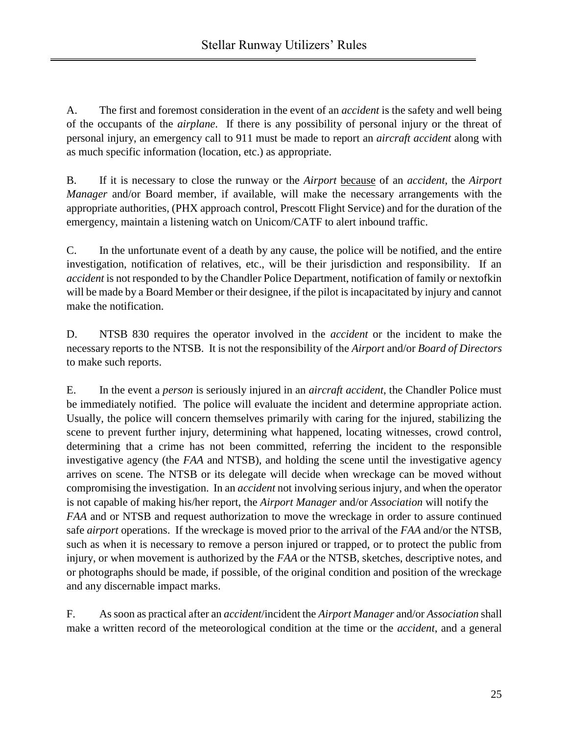A. The first and foremost consideration in the event of an *accident* is the safety and well being of the occupants of the *airplane*. If there is any possibility of personal injury or the threat of personal injury, an emergency call to 911 must be made to report an *aircraft accident* along with as much specific information (location, etc.) as appropriate.

B. If it is necessary to close the runway or the *Airport* because of an *accident*, the *Airport Manager* and/or Board member, if available, will make the necessary arrangements with the appropriate authorities, (PHX approach control, Prescott Flight Service) and for the duration of the emergency, maintain a listening watch on Unicom/CATF to alert inbound traffic.

C. In the unfortunate event of a death by any cause, the police will be notified, and the entire investigation, notification of relatives, etc., will be their jurisdiction and responsibility. If an *accident* is not responded to by the Chandler Police Department, notification of family or nextofkin will be made by a Board Member or their designee, if the pilot is incapacitated by injury and cannot make the notification.

D. NTSB 830 requires the operator involved in the *accident* or the incident to make the necessary reports to the NTSB. It is not the responsibility of the *Airport* and/or *Board of Directors* to make such reports.

E. In the event a *person* is seriously injured in an *aircraft accident*, the Chandler Police must be immediately notified. The police will evaluate the incident and determine appropriate action. Usually, the police will concern themselves primarily with caring for the injured, stabilizing the scene to prevent further injury, determining what happened, locating witnesses, crowd control, determining that a crime has not been committed, referring the incident to the responsible investigative agency (the *FAA* and NTSB), and holding the scene until the investigative agency arrives on scene. The NTSB or its delegate will decide when wreckage can be moved without compromising the investigation. In an *accident* not involving serious injury, and when the operator is not capable of making his/her report, the *Airport Manager* and/or *Association* will notify the *FAA* and or NTSB and request authorization to move the wreckage in order to assure continued safe *airport* operations. If the wreckage is moved prior to the arrival of the *FAA* and/or the NTSB, such as when it is necessary to remove a person injured or trapped, or to protect the public from injury, or when movement is authorized by the *FAA* or the NTSB, sketches, descriptive notes, and or photographs should be made, if possible, of the original condition and position of the wreckage and any discernable impact marks.

F. As soon as practical after an *accident*/incident the *Airport Manager* and/or *Association* shall make a written record of the meteorological condition at the time or the *accident*, and a general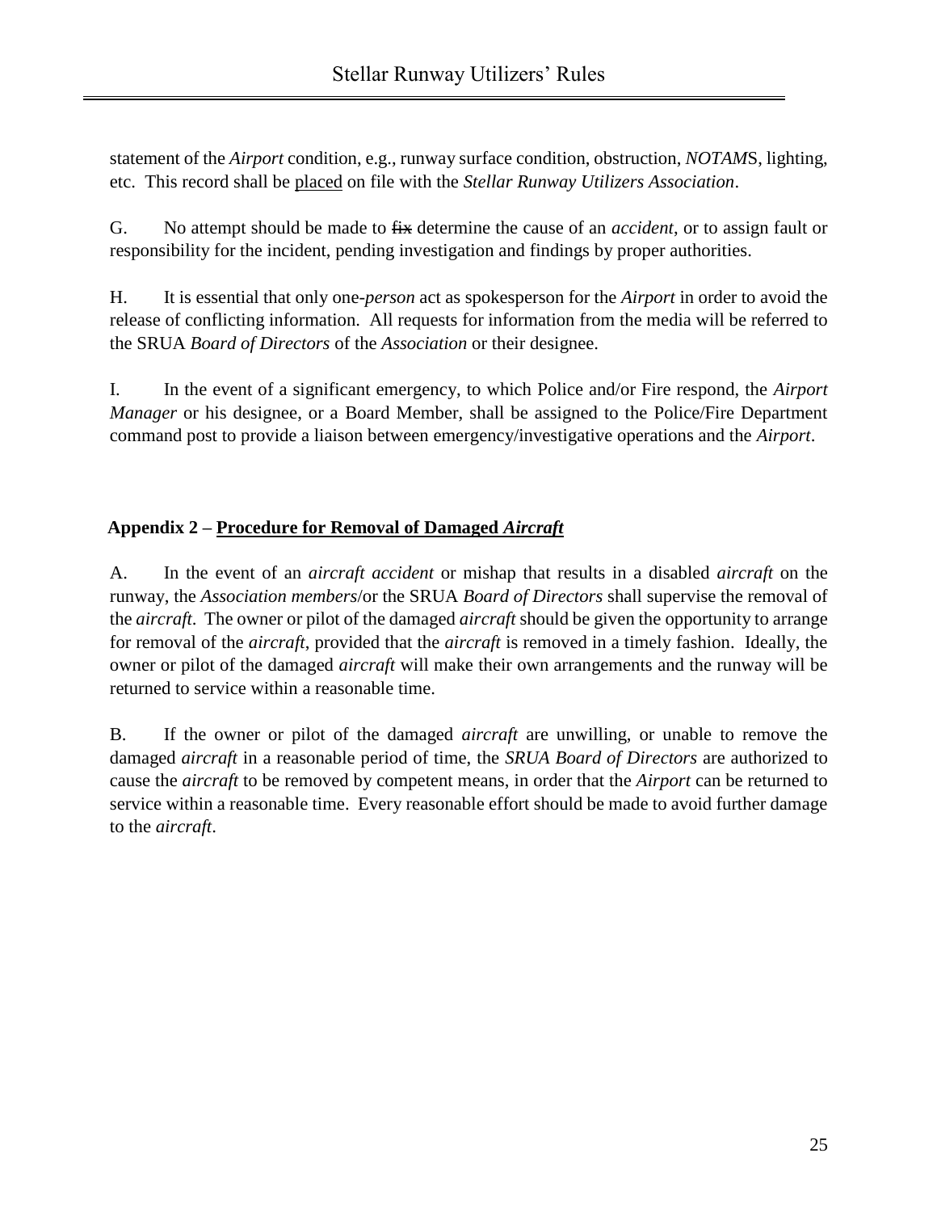statement of the *Airport* condition, e.g., runway surface condition, obstruction, *NOTAM*S, lighting, etc. This record shall be <u>placed</u> on file with the *Stellar Runway Utilizers Association*.

G. No attempt should be made to ~~fix~~ determine the cause of an *accident*, or to assign fault or responsibility for the incident, pending investigation and findings by proper authorities.

H. It is essential that only one-*person* act as spokesperson for the *Airport* in order to avoid the release of conflicting information. All requests for information from the media will be referred to the SRUA *Board of Directors* of the *Association* or their designee.

I. In the event of a significant emergency, to which Police and/or Fire respond, the *Airport Manager* or his designee, or a Board Member, shall be assigned to the Police/Fire Department command post to provide a liaison between emergency/investigative operations and the *Airport*.

## Appendix 2 – <u>Procedure for Removal of Damaged *Aircraft*</u>

A. In the event of an *aircraft accident* or mishap that results in a disabled *aircraft* on the runway, the *Association members*/or the SRUA *Board of Directors* shall supervise the removal of the *aircraft*. The owner or pilot of the damaged *aircraft* should be given the opportunity to arrange for removal of the *aircraft*, provided that the *aircraft* is removed in a timely fashion. Ideally, the owner or pilot of the damaged *aircraft* will make their own arrangements and the runway will be returned to service within a reasonable time.

B. If the owner or pilot of the damaged *aircraft* are unwilling, or unable to remove the damaged *aircraft* in a reasonable period of time, the *SRUA Board of Directors* are authorized to cause the *aircraft* to be removed by competent means, in order that the *Airport* can be returned to service within a reasonable time. Every reasonable effort should be made to avoid further damage to the *aircraft*.